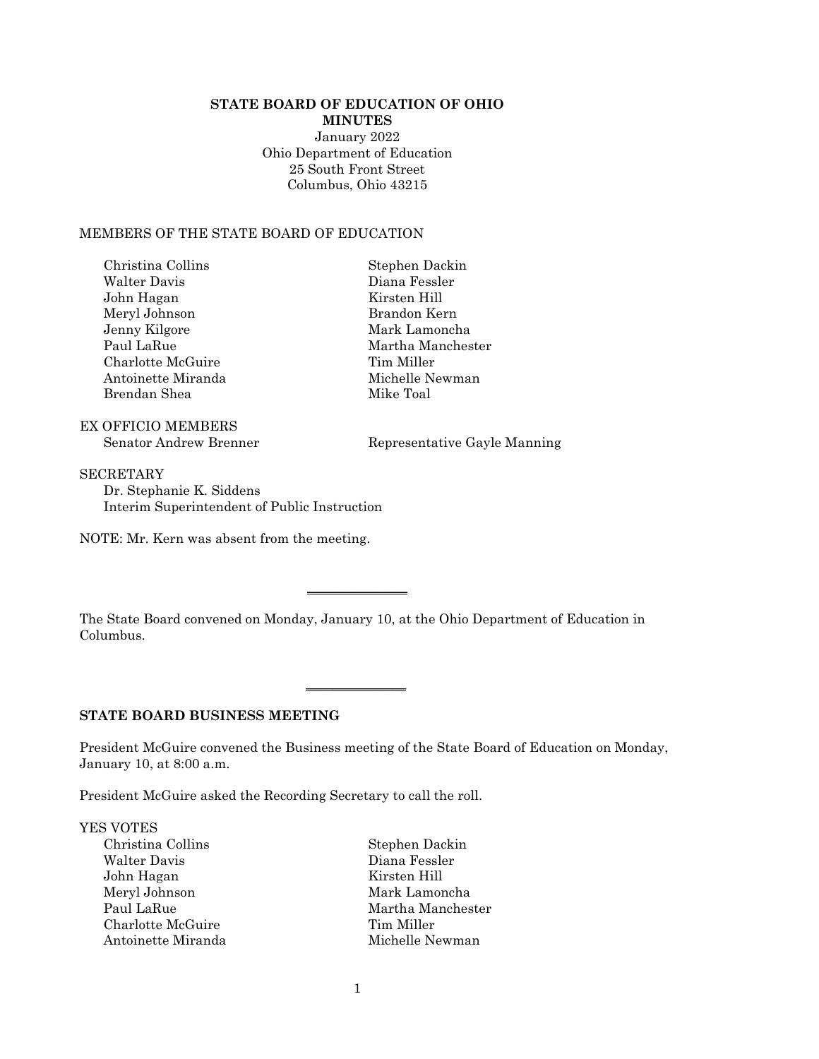**STATE BOARD OF EDUCATION OF OHIO**
**MINUTES**
January 2022
Ohio Department of Education
25 South Front Street
Columbus, Ohio 43215

MEMBERS OF THE STATE BOARD OF EDUCATION

Christina Collins
Walter Davis
John Hagan
Meryl Johnson
Jenny Kilgore
Paul LaRue
Charlotte McGuire
Antoinette Miranda
Brendan Shea
Stephen Dackin
Diana Fessler
Kirsten Hill
Brandon Kern
Mark Lamoncha
Martha Manchester
Tim Miller
Michelle Newman
Mike Toal

EX OFFICIO MEMBERS
Senator Andrew Brenner
Representative Gayle Manning

SECRETARY
Dr. Stephanie K. Siddens
Interim Superintendent of Public Instruction

NOTE: Mr. Kern was absent from the meeting.

---

The State Board convened on Monday, January 10, at the Ohio Department of Education in Columbus.

---

**STATE BOARD BUSINESS MEETING**

President McGuire convened the Business meeting of the State Board of Education on Monday, January 10, at 8:00 a.m.

President McGuire asked the Recording Secretary to call the roll.

YES VOTES
Christina Collins
Walter Davis
John Hagan
Meryl Johnson
Paul LaRue
Charlotte McGuire
Antoinette Miranda
Stephen Dackin
Diana Fessler
Kirsten Hill
Mark Lamoncha
Martha Manchester
Tim Miller
Michelle Newman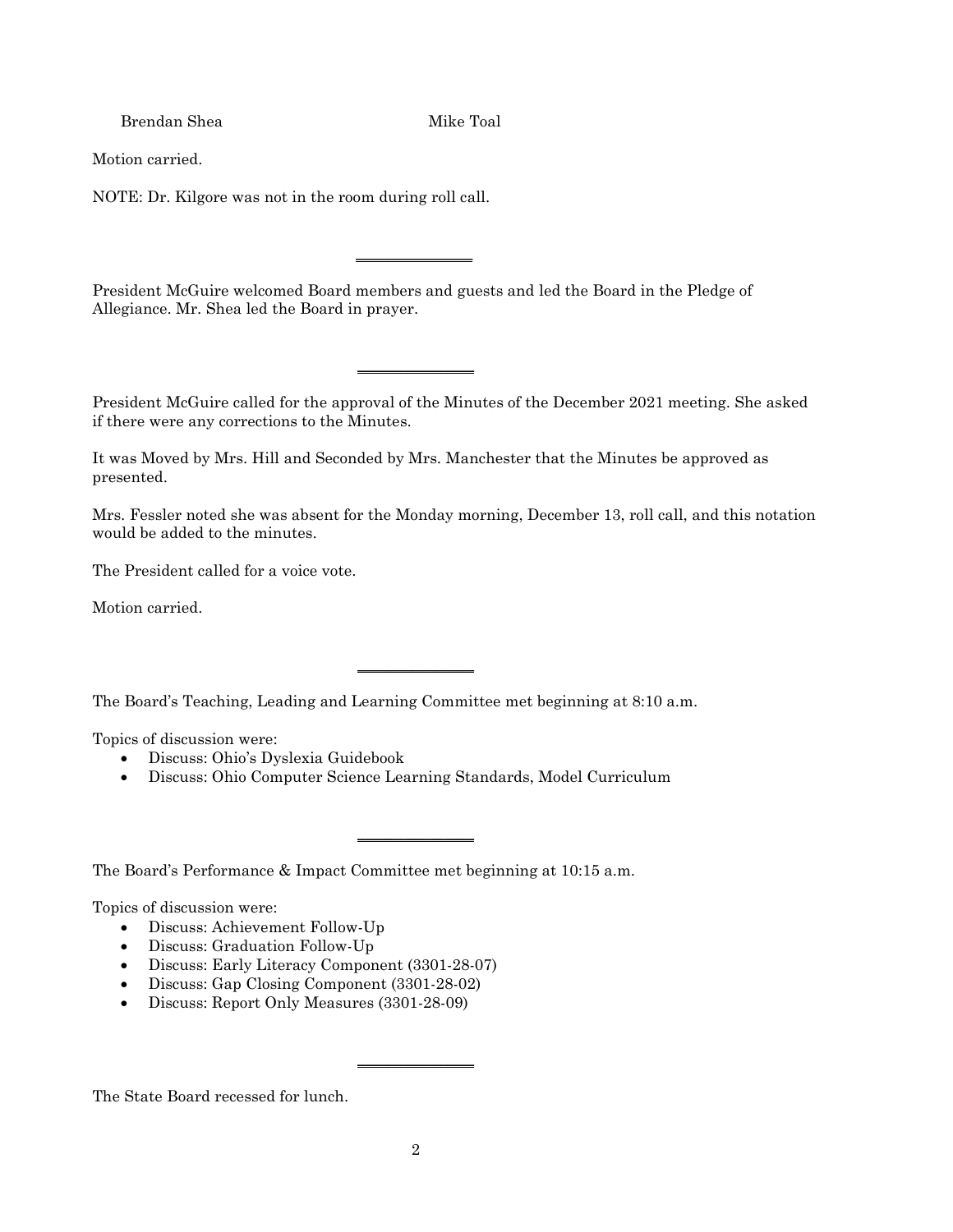Brendan Shea Mike Toal

Motion carried.

NOTE: Dr. Kilgore was not in the room during roll call.

---

President McGuire welcomed Board members and guests and led the Board in the Pledge of Allegiance. Mr. Shea led the Board in prayer.

---

President McGuire called for the approval of the Minutes of the December 2021 meeting. She asked if there were any corrections to the Minutes.

It was Moved by Mrs. Hill and Seconded by Mrs. Manchester that the Minutes be approved as presented.

Mrs. Fessler noted she was absent for the Monday morning, December 13, roll call, and this notation would be added to the minutes.

The President called for a voice vote.

Motion carried.

---

The Board's Teaching, Leading and Learning Committee met beginning at 8:10 a.m.

Topics of discussion were:

- Discuss: Ohio's Dyslexia Guidebook
- Discuss: Ohio Computer Science Learning Standards, Model Curriculum

---

The Board's Performance & Impact Committee met beginning at 10:15 a.m.

Topics of discussion were:

- Discuss: Achievement Follow-Up
- Discuss: Graduation Follow-Up
- Discuss: Early Literacy Component (3301-28-07)
- Discuss: Gap Closing Component (3301-28-02)
- Discuss: Report Only Measures (3301-28-09)

---

The State Board recessed for lunch.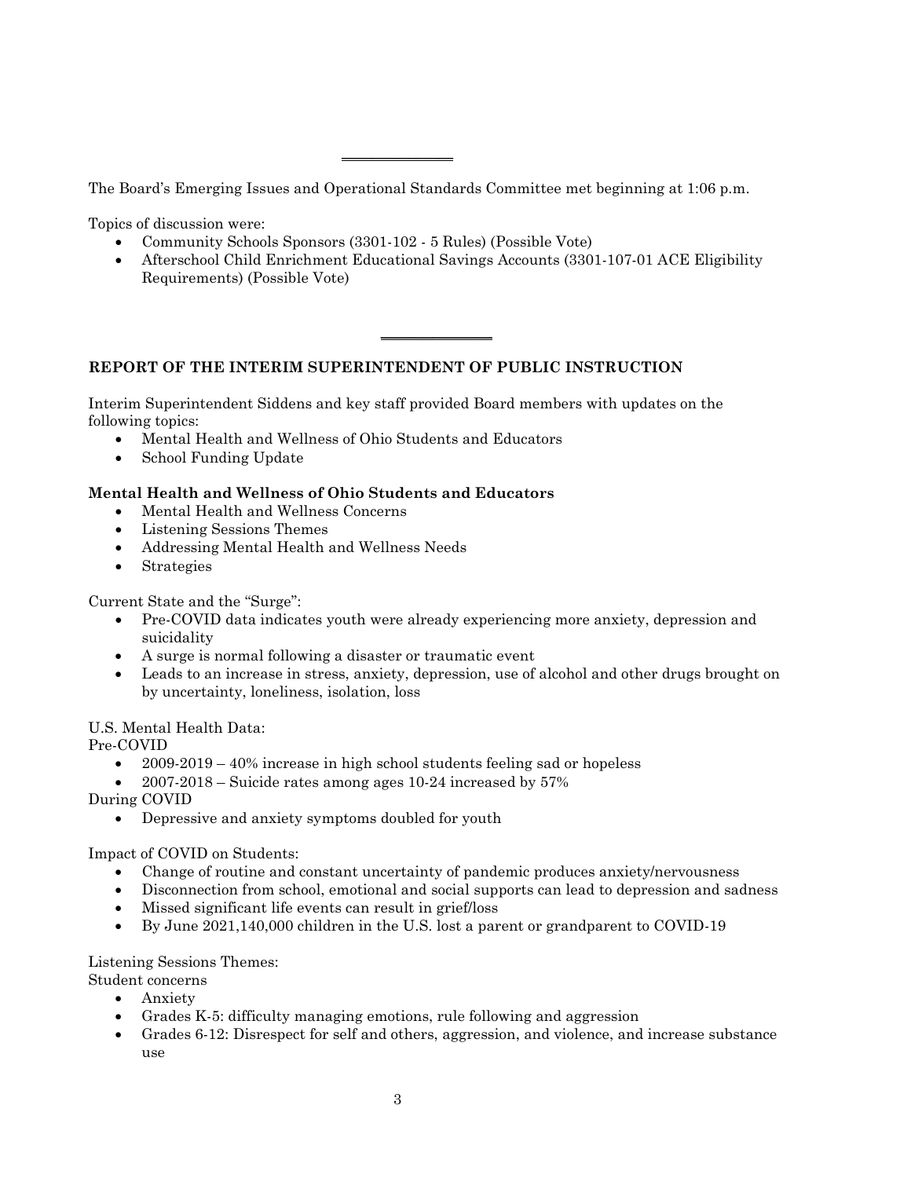---

The Board's Emerging Issues and Operational Standards Committee met beginning at 1:06 p.m.

Topics of discussion were:

- Community Schools Sponsors (3301-102 - 5 Rules) (Possible Vote)
- Afterschool Child Enrichment Educational Savings Accounts (3301-107-01 ACE Eligibility Requirements) (Possible Vote)

---

## REPORT OF THE INTERIM SUPERINTENDENT OF PUBLIC INSTRUCTION

Interim Superintendent Siddens and key staff provided Board members with updates on the following topics:

- Mental Health and Wellness of Ohio Students and Educators
- School Funding Update

### Mental Health and Wellness of Ohio Students and Educators

- Mental Health and Wellness Concerns
- Listening Sessions Themes
- Addressing Mental Health and Wellness Needs
- Strategies

Current State and the "Surge":

- Pre-COVID data indicates youth were already experiencing more anxiety, depression and suicidality
- A surge is normal following a disaster or traumatic event
- Leads to an increase in stress, anxiety, depression, use of alcohol and other drugs brought on by uncertainty, loneliness, isolation, loss

U.S. Mental Health Data:
Pre-COVID

- 2009-2019 – 40% increase in high school students feeling sad or hopeless
- 2007-2018 – Suicide rates among ages 10-24 increased by 57%

During COVID

- Depressive and anxiety symptoms doubled for youth

Impact of COVID on Students:

- Change of routine and constant uncertainty of pandemic produces anxiety/nervousness
- Disconnection from school, emotional and social supports can lead to depression and sadness
- Missed significant life events can result in grief/loss
- By June 2021,140,000 children in the U.S. lost a parent or grandparent to COVID-19

Listening Sessions Themes:
Student concerns

- Anxiety
- Grades K-5: difficulty managing emotions, rule following and aggression
- Grades 6-12: Disrespect for self and others, aggression, and violence, and increase substance use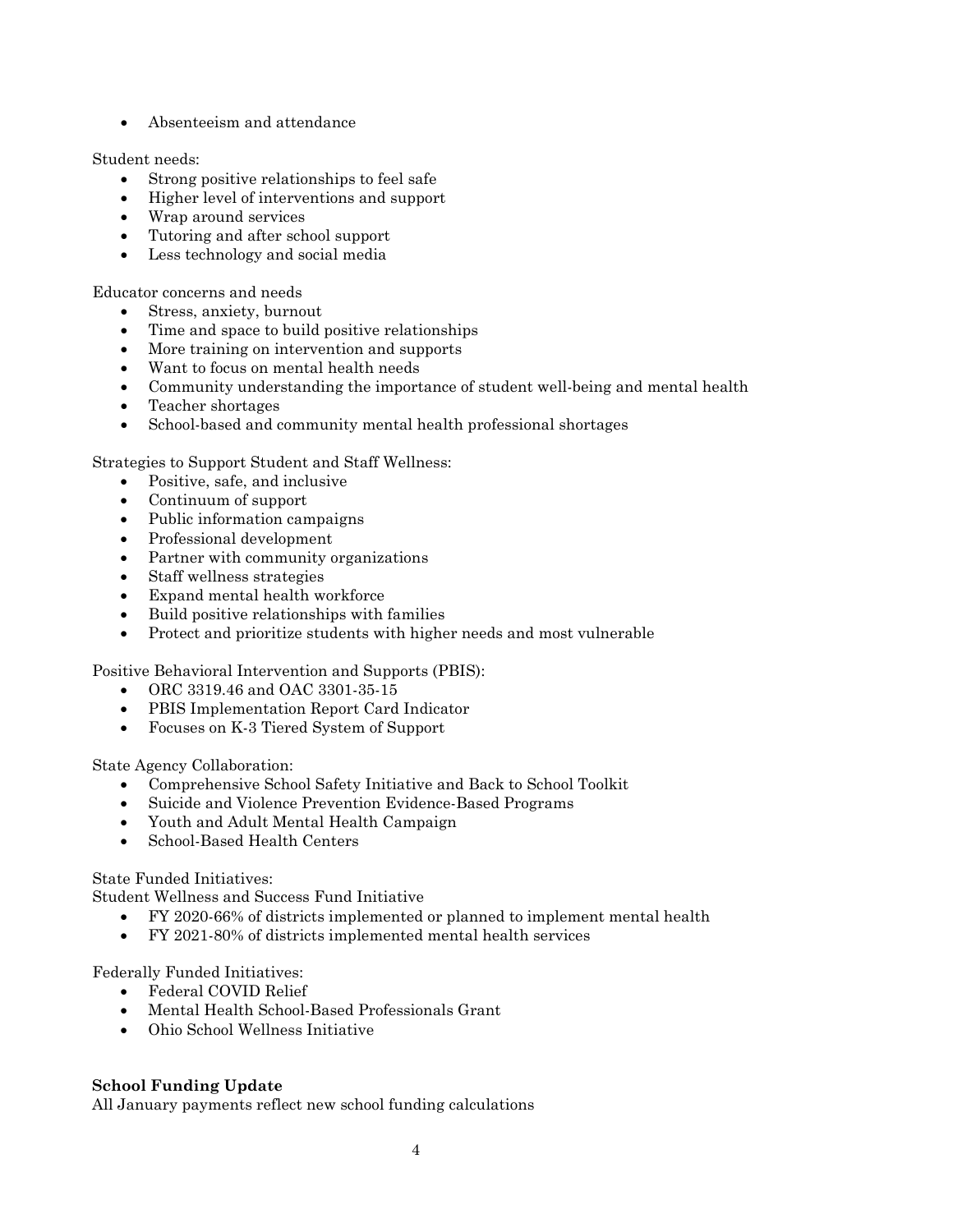- Absenteeism and attendance

Student needs:

- Strong positive relationships to feel safe
- Higher level of interventions and support
- Wrap around services
- Tutoring and after school support
- Less technology and social media

Educator concerns and needs

- Stress, anxiety, burnout
- Time and space to build positive relationships
- More training on intervention and supports
- Want to focus on mental health needs
- Community understanding the importance of student well-being and mental health
- Teacher shortages
- School-based and community mental health professional shortages

Strategies to Support Student and Staff Wellness:

- Positive, safe, and inclusive
- Continuum of support
- Public information campaigns
- Professional development
- Partner with community organizations
- Staff wellness strategies
- Expand mental health workforce
- Build positive relationships with families
- Protect and prioritize students with higher needs and most vulnerable

Positive Behavioral Intervention and Supports (PBIS):

- ORC 3319.46 and OAC 3301-35-15
- PBIS Implementation Report Card Indicator
- Focuses on K-3 Tiered System of Support

State Agency Collaboration:

- Comprehensive School Safety Initiative and Back to School Toolkit
- Suicide and Violence Prevention Evidence-Based Programs
- Youth and Adult Mental Health Campaign
- School-Based Health Centers

State Funded Initiatives:
Student Wellness and Success Fund Initiative

- FY 2020-66% of districts implemented or planned to implement mental health
- FY 2021-80% of districts implemented mental health services

Federally Funded Initiatives:

- Federal COVID Relief
- Mental Health School-Based Professionals Grant
- Ohio School Wellness Initiative

**School Funding Update**
All January payments reflect new school funding calculations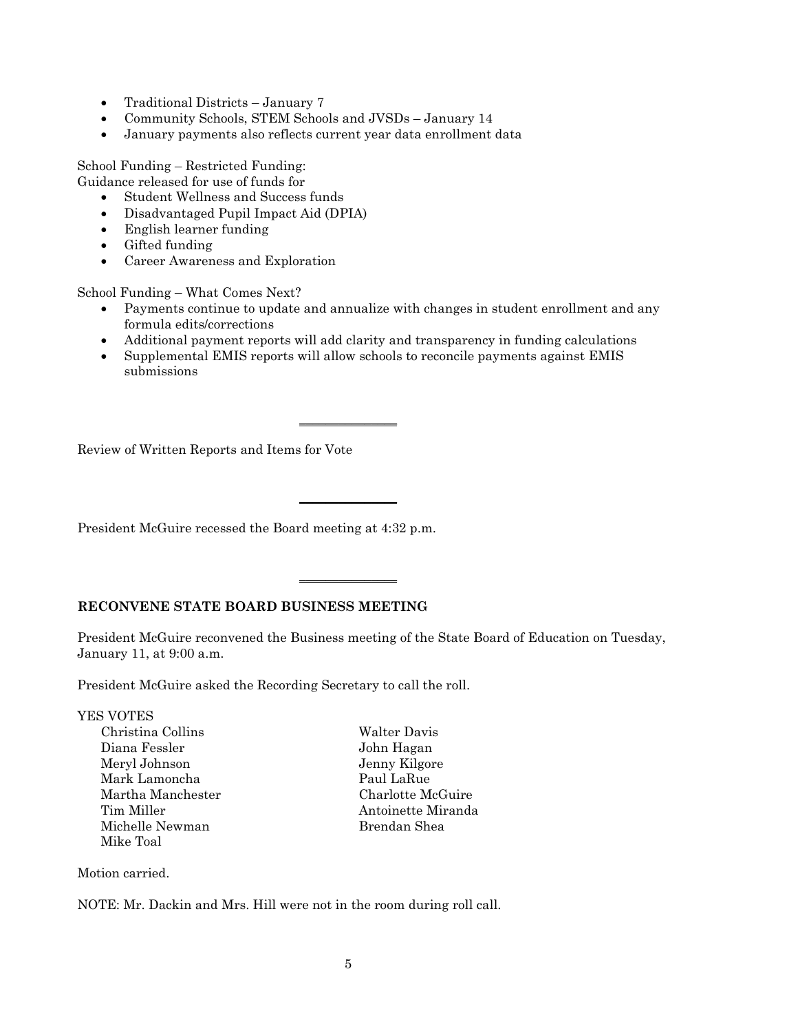- Traditional Districts – January 7
- Community Schools, STEM Schools and JVSDs – January 14
- January payments also reflects current year data enrollment data

School Funding – Restricted Funding:
Guidance released for use of funds for

- Student Wellness and Success funds
- Disadvantaged Pupil Impact Aid (DPIA)
- English learner funding
- Gifted funding
- Career Awareness and Exploration

School Funding – What Comes Next?

- Payments continue to update and annualize with changes in student enrollment and any formula edits/corrections
- Additional payment reports will add clarity and transparency in funding calculations
- Supplemental EMIS reports will allow schools to reconcile payments against EMIS submissions

---

Review of Written Reports and Items for Vote

---

President McGuire recessed the Board meeting at 4:32 p.m.

---

**RECONVENE STATE BOARD BUSINESS MEETING**

President McGuire reconvened the Business meeting of the State Board of Education on Tuesday, January 11, at 9:00 a.m.

President McGuire asked the Recording Secretary to call the roll.

YES VOTES

Christina Collins
Walter Davis
Diana Fessler
John Hagan
Meryl Johnson
Jenny Kilgore
Mark Lamoncha
Paul LaRue
Martha Manchester
Charlotte McGuire
Tim Miller
Antoinette Miranda
Michelle Newman
Brendan Shea
Mike Toal

Motion carried.

NOTE: Mr. Dackin and Mrs. Hill were not in the room during roll call.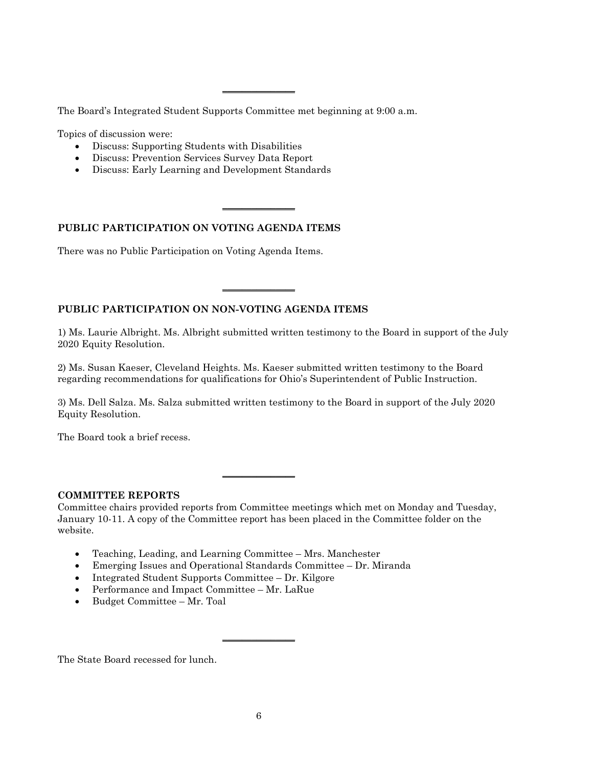---

The Board's Integrated Student Supports Committee met beginning at 9:00 a.m.

Topics of discussion were:

- Discuss: Supporting Students with Disabilities
- Discuss: Prevention Services Survey Data Report
- Discuss: Early Learning and Development Standards

---

**PUBLIC PARTICIPATION ON VOTING AGENDA ITEMS**

There was no Public Participation on Voting Agenda Items.

---

**PUBLIC PARTICIPATION ON NON-VOTING AGENDA ITEMS**

1) Ms. Laurie Albright. Ms. Albright submitted written testimony to the Board in support of the July 2020 Equity Resolution.

2) Ms. Susan Kaeser, Cleveland Heights. Ms. Kaeser submitted written testimony to the Board regarding recommendations for qualifications for Ohio's Superintendent of Public Instruction.

3) Ms. Dell Salza. Ms. Salza submitted written testimony to the Board in support of the July 2020 Equity Resolution.

The Board took a brief recess.

---

**COMMITTEE REPORTS**

Committee chairs provided reports from Committee meetings which met on Monday and Tuesday, January 10-11. A copy of the Committee report has been placed in the Committee folder on the website.

- Teaching, Leading, and Learning Committee – Mrs. Manchester
- Emerging Issues and Operational Standards Committee – Dr. Miranda
- Integrated Student Supports Committee – Dr. Kilgore
- Performance and Impact Committee – Mr. LaRue
- Budget Committee – Mr. Toal

---

The State Board recessed for lunch.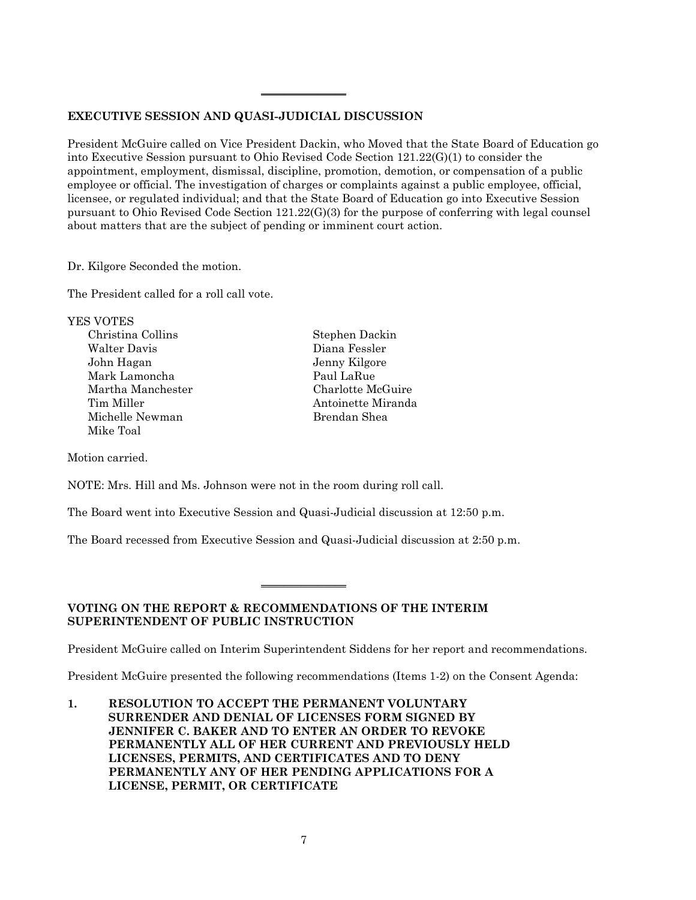---

**EXECUTIVE SESSION AND QUASI-JUDICIAL DISCUSSION**

President McGuire called on Vice President Dackin, who Moved that the State Board of Education go into Executive Session pursuant to Ohio Revised Code Section 121.22(G)(1) to consider the appointment, employment, dismissal, discipline, promotion, demotion, or compensation of a public employee or official. The investigation of charges or complaints against a public employee, official, licensee, or regulated individual; and that the State Board of Education go into Executive Session pursuant to Ohio Revised Code Section 121.22(G)(3) for the purpose of conferring with legal counsel about matters that are the subject of pending or imminent court action.

Dr. Kilgore Seconded the motion.

The President called for a roll call vote.

YES VOTES

Christina Collins
Stephen Dackin
Walter Davis
Diana Fessler
John Hagan
Jenny Kilgore
Mark Lamoncha
Paul LaRue
Martha Manchester
Charlotte McGuire
Tim Miller
Antoinette Miranda
Michelle Newman
Brendan Shea
Mike Toal

Motion carried.

NOTE: Mrs. Hill and Ms. Johnson were not in the room during roll call.

The Board went into Executive Session and Quasi-Judicial discussion at 12:50 p.m.

The Board recessed from Executive Session and Quasi-Judicial discussion at 2:50 p.m.

---

**VOTING ON THE REPORT & RECOMMENDATIONS OF THE INTERIM SUPERINTENDENT OF PUBLIC INSTRUCTION**

President McGuire called on Interim Superintendent Siddens for her report and recommendations.

President McGuire presented the following recommendations (Items 1-2) on the Consent Agenda:

**1. RESOLUTION TO ACCEPT THE PERMANENT VOLUNTARY SURRENDER AND DENIAL OF LICENSES FORM SIGNED BY JENNIFER C. BAKER AND TO ENTER AN ORDER TO REVOKE PERMANENTLY ALL OF HER CURRENT AND PREVIOUSLY HELD LICENSES, PERMITS, AND CERTIFICATES AND TO DENY PERMANENTLY ANY OF HER PENDING APPLICATIONS FOR A LICENSE, PERMIT, OR CERTIFICATE**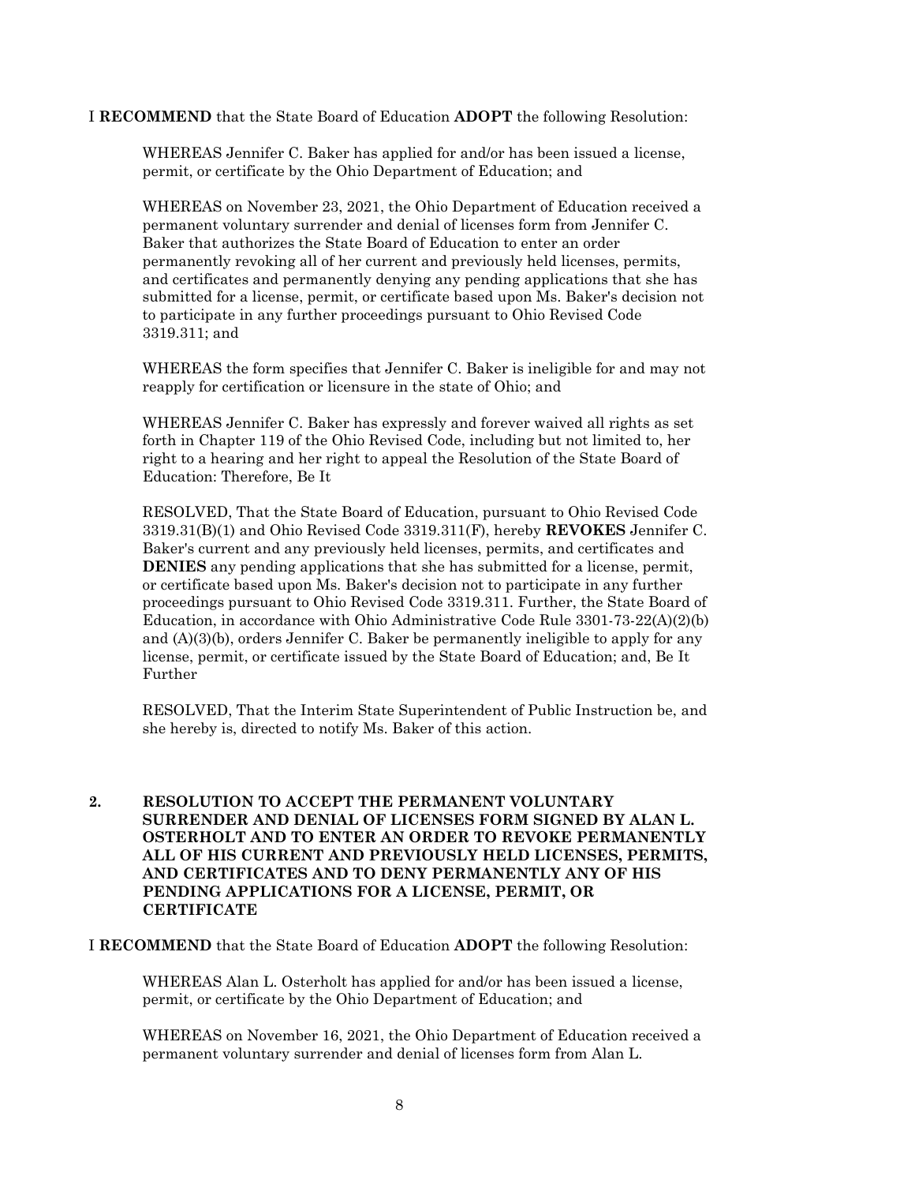I **RECOMMEND** that the State Board of Education **ADOPT** the following Resolution:

> WHEREAS Jennifer C. Baker has applied for and/or has been issued a license, permit, or certificate by the Ohio Department of Education; and
>
> WHEREAS on November 23, 2021, the Ohio Department of Education received a permanent voluntary surrender and denial of licenses form from Jennifer C. Baker that authorizes the State Board of Education to enter an order permanently revoking all of her current and previously held licenses, permits, and certificates and permanently denying any pending applications that she has submitted for a license, permit, or certificate based upon Ms. Baker's decision not to participate in any further proceedings pursuant to Ohio Revised Code 3319.311; and
>
> WHEREAS the form specifies that Jennifer C. Baker is ineligible for and may not reapply for certification or licensure in the state of Ohio; and
>
> WHEREAS Jennifer C. Baker has expressly and forever waived all rights as set forth in Chapter 119 of the Ohio Revised Code, including but not limited to, her right to a hearing and her right to appeal the Resolution of the State Board of Education: Therefore, Be It
>
> RESOLVED, That the State Board of Education, pursuant to Ohio Revised Code 3319.31(B)(1) and Ohio Revised Code 3319.311(F), hereby **REVOKES** Jennifer C. Baker's current and any previously held licenses, permits, and certificates and **DENIES** any pending applications that she has submitted for a license, permit, or certificate based upon Ms. Baker's decision not to participate in any further proceedings pursuant to Ohio Revised Code 3319.311. Further, the State Board of Education, in accordance with Ohio Administrative Code Rule 3301-73-22(A)(2)(b) and (A)(3)(b), orders Jennifer C. Baker be permanently ineligible to apply for any license, permit, or certificate issued by the State Board of Education; and, Be It Further
>
> RESOLVED, That the Interim State Superintendent of Public Instruction be, and she hereby is, directed to notify Ms. Baker of this action.

**2. RESOLUTION TO ACCEPT THE PERMANENT VOLUNTARY SURRENDER AND DENIAL OF LICENSES FORM SIGNED BY ALAN L. OSTERHOLT AND TO ENTER AN ORDER TO REVOKE PERMANENTLY ALL OF HIS CURRENT AND PREVIOUSLY HELD LICENSES, PERMITS, AND CERTIFICATES AND TO DENY PERMANENTLY ANY OF HIS PENDING APPLICATIONS FOR A LICENSE, PERMIT, OR CERTIFICATE**

I **RECOMMEND** that the State Board of Education **ADOPT** the following Resolution:

> WHEREAS Alan L. Osterholt has applied for and/or has been issued a license, permit, or certificate by the Ohio Department of Education; and
>
> WHEREAS on November 16, 2021, the Ohio Department of Education received a permanent voluntary surrender and denial of licenses form from Alan L.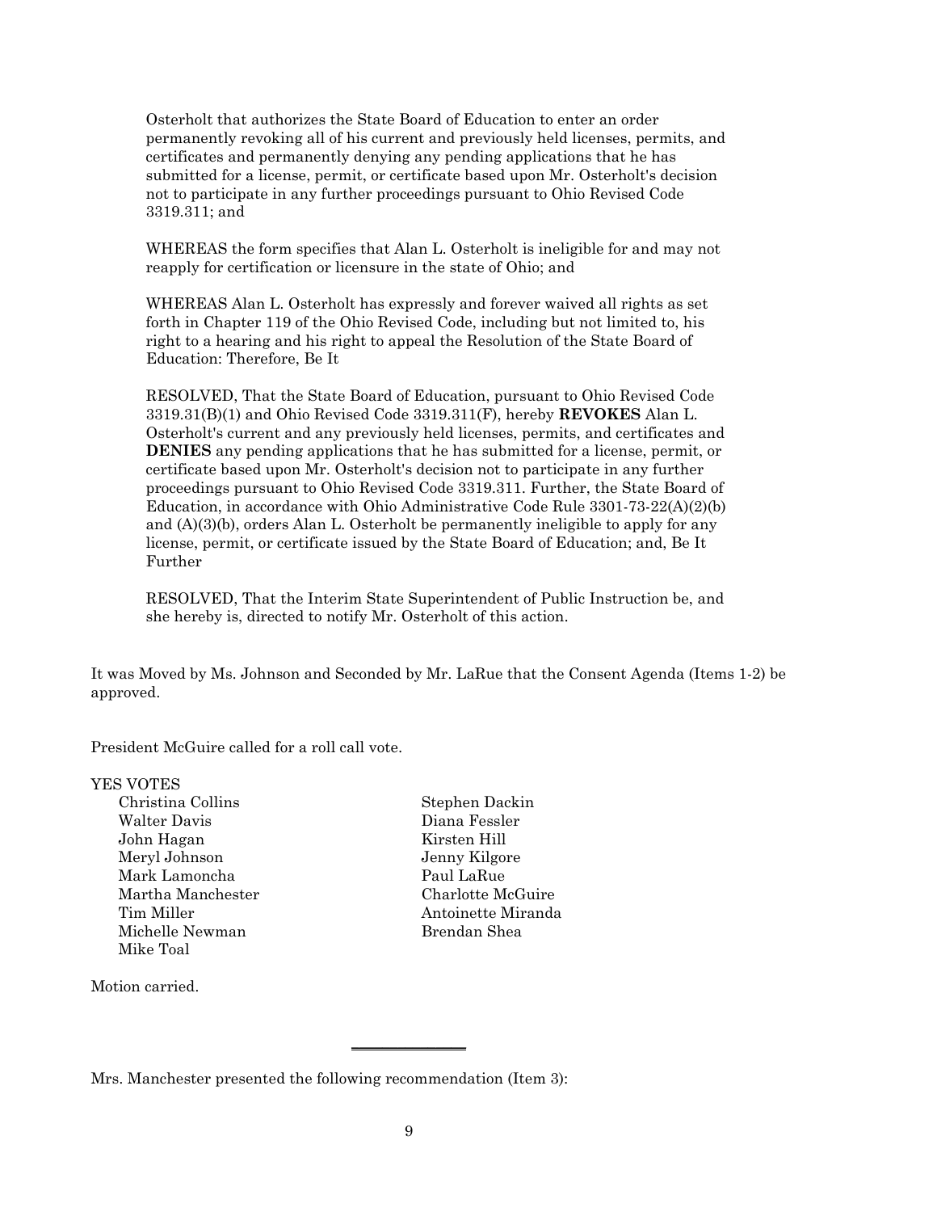Osterholt that authorizes the State Board of Education to enter an order permanently revoking all of his current and previously held licenses, permits, and certificates and permanently denying any pending applications that he has submitted for a license, permit, or certificate based upon Mr. Osterholt's decision not to participate in any further proceedings pursuant to Ohio Revised Code 3319.311; and

WHEREAS the form specifies that Alan L. Osterholt is ineligible for and may not reapply for certification or licensure in the state of Ohio; and

WHEREAS Alan L. Osterholt has expressly and forever waived all rights as set forth in Chapter 119 of the Ohio Revised Code, including but not limited to, his right to a hearing and his right to appeal the Resolution of the State Board of Education: Therefore, Be It

RESOLVED, That the State Board of Education, pursuant to Ohio Revised Code 3319.31(B)(1) and Ohio Revised Code 3319.311(F), hereby **REVOKES** Alan L. Osterholt's current and any previously held licenses, permits, and certificates and **DENIES** any pending applications that he has submitted for a license, permit, or certificate based upon Mr. Osterholt's decision not to participate in any further proceedings pursuant to Ohio Revised Code 3319.311. Further, the State Board of Education, in accordance with Ohio Administrative Code Rule 3301-73-22(A)(2)(b) and (A)(3)(b), orders Alan L. Osterholt be permanently ineligible to apply for any license, permit, or certificate issued by the State Board of Education; and, Be It Further

RESOLVED, That the Interim State Superintendent of Public Instruction be, and she hereby is, directed to notify Mr. Osterholt of this action.

It was Moved by Ms. Johnson and Seconded by Mr. LaRue that the Consent Agenda (Items 1-2) be approved.

President McGuire called for a roll call vote.

YES VOTES

Christina Collins
Stephen Dackin
Walter Davis
Diana Fessler
John Hagan
Kirsten Hill
Meryl Johnson
Jenny Kilgore
Mark Lamoncha
Paul LaRue
Martha Manchester
Charlotte McGuire
Tim Miller
Antoinette Miranda
Michelle Newman
Brendan Shea
Mike Toal

Motion carried.

---

Mrs. Manchester presented the following recommendation (Item 3):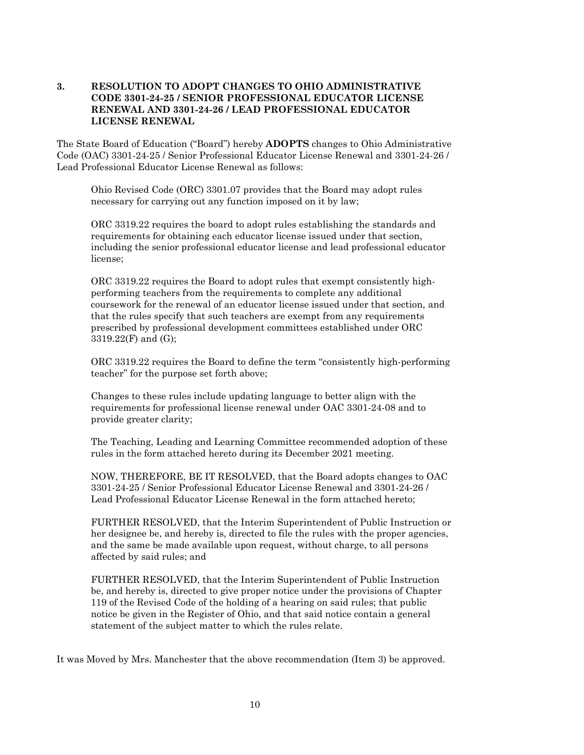### 3. RESOLUTION TO ADOPT CHANGES TO OHIO ADMINISTRATIVE CODE 3301-24-25 / SENIOR PROFESSIONAL EDUCATOR LICENSE RENEWAL AND 3301-24-26 / LEAD PROFESSIONAL EDUCATOR LICENSE RENEWAL

The State Board of Education ("Board") hereby **ADOPTS** changes to Ohio Administrative Code (OAC) 3301-24-25 / Senior Professional Educator License Renewal and 3301-24-26 / Lead Professional Educator License Renewal as follows:

> Ohio Revised Code (ORC) 3301.07 provides that the Board may adopt rules necessary for carrying out any function imposed on it by law;
>
> ORC 3319.22 requires the board to adopt rules establishing the standards and requirements for obtaining each educator license issued under that section, including the senior professional educator license and lead professional educator license;
>
> ORC 3319.22 requires the Board to adopt rules that exempt consistently high-performing teachers from the requirements to complete any additional coursework for the renewal of an educator license issued under that section, and that the rules specify that such teachers are exempt from any requirements prescribed by professional development committees established under ORC 3319.22(F) and (G);
>
> ORC 3319.22 requires the Board to define the term "consistently high-performing teacher" for the purpose set forth above;
>
> Changes to these rules include updating language to better align with the requirements for professional license renewal under OAC 3301-24-08 and to provide greater clarity;
>
> The Teaching, Leading and Learning Committee recommended adoption of these rules in the form attached hereto during its December 2021 meeting.
>
> NOW, THEREFORE, BE IT RESOLVED, that the Board adopts changes to OAC 3301-24-25 / Senior Professional Educator License Renewal and 3301-24-26 / Lead Professional Educator License Renewal in the form attached hereto;
>
> FURTHER RESOLVED, that the Interim Superintendent of Public Instruction or her designee be, and hereby is, directed to file the rules with the proper agencies, and the same be made available upon request, without charge, to all persons affected by said rules; and
>
> FURTHER RESOLVED, that the Interim Superintendent of Public Instruction be, and hereby is, directed to give proper notice under the provisions of Chapter 119 of the Revised Code of the holding of a hearing on said rules; that public notice be given in the Register of Ohio, and that said notice contain a general statement of the subject matter to which the rules relate.

It was Moved by Mrs. Manchester that the above recommendation (Item 3) be approved.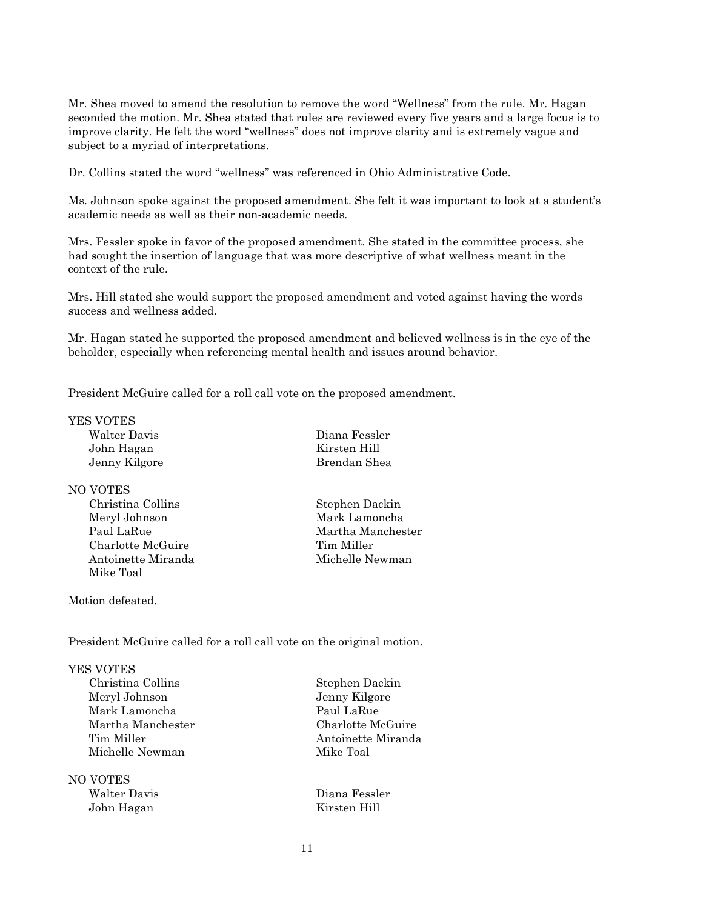Mr. Shea moved to amend the resolution to remove the word "Wellness" from the rule. Mr. Hagan seconded the motion. Mr. Shea stated that rules are reviewed every five years and a large focus is to improve clarity. He felt the word "wellness" does not improve clarity and is extremely vague and subject to a myriad of interpretations.

Dr. Collins stated the word "wellness" was referenced in Ohio Administrative Code.

Ms. Johnson spoke against the proposed amendment. She felt it was important to look at a student's academic needs as well as their non-academic needs.

Mrs. Fessler spoke in favor of the proposed amendment. She stated in the committee process, she had sought the insertion of language that was more descriptive of what wellness meant in the context of the rule.

Mrs. Hill stated she would support the proposed amendment and voted against having the words success and wellness added.

Mr. Hagan stated he supported the proposed amendment and believed wellness is in the eye of the beholder, especially when referencing mental health and issues around behavior.

President McGuire called for a roll call vote on the proposed amendment.

YES VOTES

Walter Davis
Diana Fessler
John Hagan
Kirsten Hill
Jenny Kilgore
Brendan Shea

NO VOTES

Christina Collins
Stephen Dackin
Meryl Johnson
Mark Lamoncha
Paul LaRue
Martha Manchester
Charlotte McGuire
Tim Miller
Antoinette Miranda
Michelle Newman
Mike Toal

Motion defeated.

President McGuire called for a roll call vote on the original motion.

YES VOTES

Christina Collins
Stephen Dackin
Meryl Johnson
Jenny Kilgore
Mark Lamoncha
Paul LaRue
Martha Manchester
Charlotte McGuire
Tim Miller
Antoinette Miranda
Michelle Newman
Mike Toal

NO VOTES

Walter Davis
Diana Fessler
John Hagan
Kirsten Hill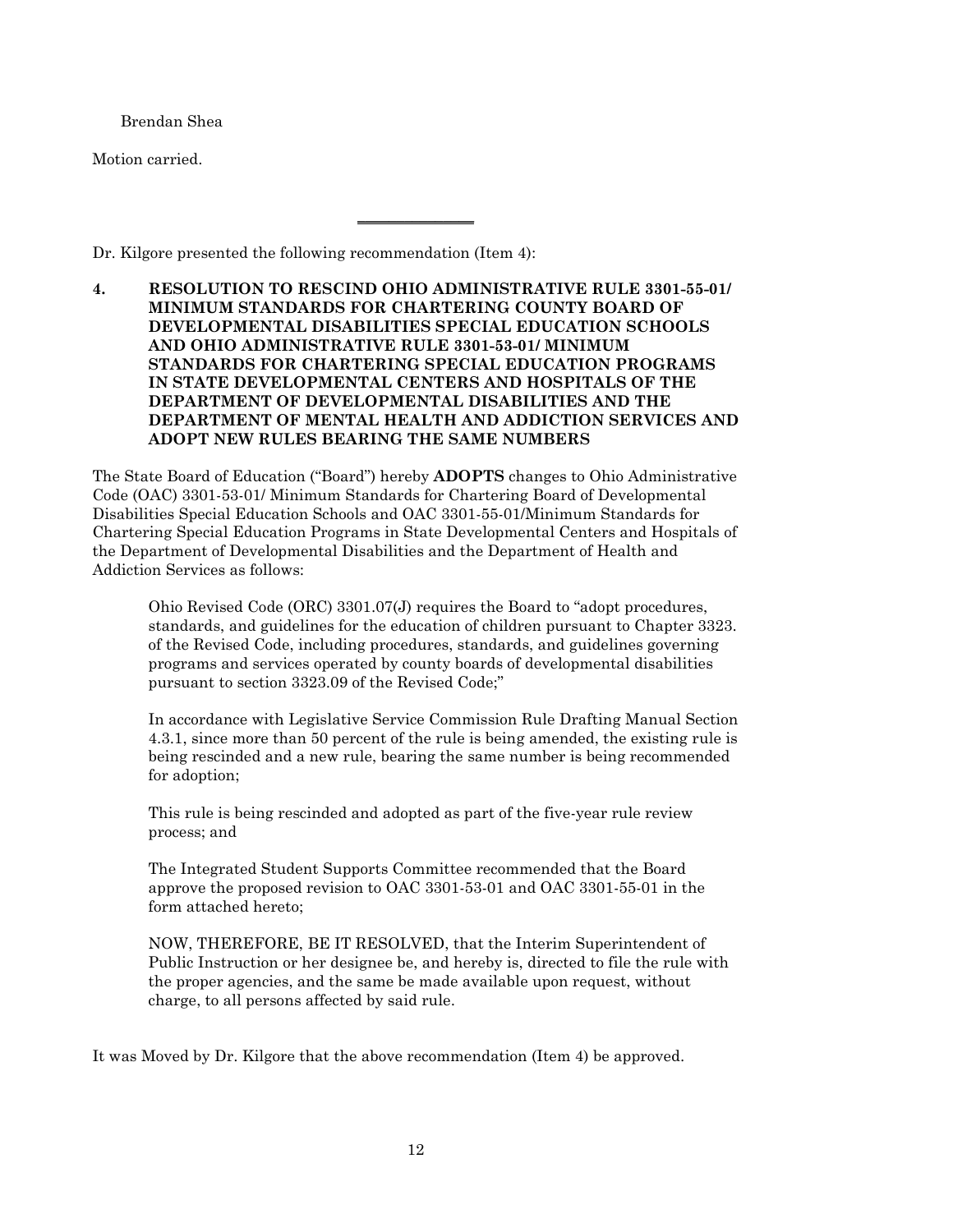Brendan Shea

Motion carried.

---

Dr. Kilgore presented the following recommendation (Item 4):

**4. RESOLUTION TO RESCIND OHIO ADMINISTRATIVE RULE 3301-55-01/ MINIMUM STANDARDS FOR CHARTERING COUNTY BOARD OF DEVELOPMENTAL DISABILITIES SPECIAL EDUCATION SCHOOLS AND OHIO ADMINISTRATIVE RULE 3301-53-01/ MINIMUM STANDARDS FOR CHARTERING SPECIAL EDUCATION PROGRAMS IN STATE DEVELOPMENTAL CENTERS AND HOSPITALS OF THE DEPARTMENT OF DEVELOPMENTAL DISABILITIES AND THE DEPARTMENT OF MENTAL HEALTH AND ADDICTION SERVICES AND ADOPT NEW RULES BEARING THE SAME NUMBERS**

The State Board of Education ("Board") hereby **ADOPTS** changes to Ohio Administrative Code (OAC) 3301-53-01/ Minimum Standards for Chartering Board of Developmental Disabilities Special Education Schools and OAC 3301-55-01/Minimum Standards for Chartering Special Education Programs in State Developmental Centers and Hospitals of the Department of Developmental Disabilities and the Department of Health and Addiction Services as follows:

> Ohio Revised Code (ORC) 3301.07(J) requires the Board to "adopt procedures, standards, and guidelines for the education of children pursuant to Chapter 3323. of the Revised Code, including procedures, standards, and guidelines governing programs and services operated by county boards of developmental disabilities pursuant to section 3323.09 of the Revised Code;"
>
> In accordance with Legislative Service Commission Rule Drafting Manual Section 4.3.1, since more than 50 percent of the rule is being amended, the existing rule is being rescinded and a new rule, bearing the same number is being recommended for adoption;
>
> This rule is being rescinded and adopted as part of the five-year rule review process; and
>
> The Integrated Student Supports Committee recommended that the Board approve the proposed revision to OAC 3301-53-01 and OAC 3301-55-01 in the form attached hereto;
>
> NOW, THEREFORE, BE IT RESOLVED, that the Interim Superintendent of Public Instruction or her designee be, and hereby is, directed to file the rule with the proper agencies, and the same be made available upon request, without charge, to all persons affected by said rule.

It was Moved by Dr. Kilgore that the above recommendation (Item 4) be approved.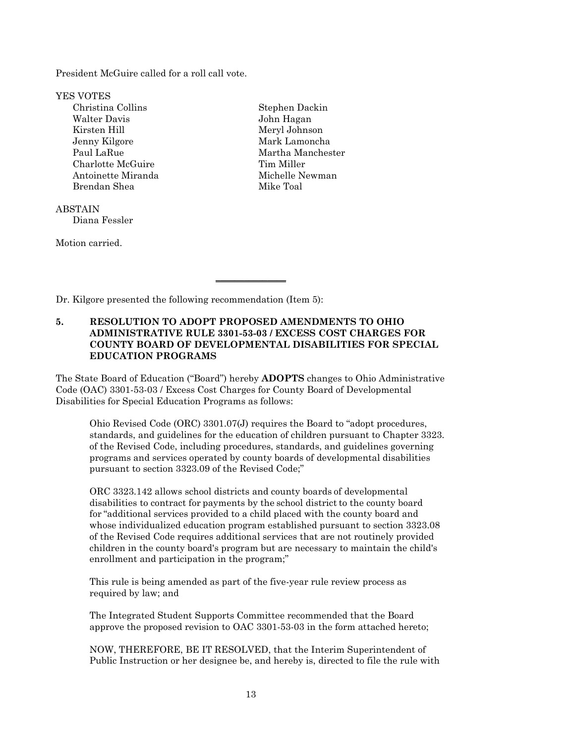President McGuire called for a roll call vote.

YES VOTES

Christina Collins
Walter Davis
Kirsten Hill
Jenny Kilgore
Paul LaRue
Charlotte McGuire
Antoinette Miranda
Brendan Shea
Stephen Dackin
John Hagan
Meryl Johnson
Mark Lamoncha
Martha Manchester
Tim Miller
Michelle Newman
Mike Toal

ABSTAIN

Diana Fessler

Motion carried.

---

Dr. Kilgore presented the following recommendation (Item 5):

**5. RESOLUTION TO ADOPT PROPOSED AMENDMENTS TO OHIO ADMINISTRATIVE RULE 3301-53-03 / EXCESS COST CHARGES FOR COUNTY BOARD OF DEVELOPMENTAL DISABILITIES FOR SPECIAL EDUCATION PROGRAMS**

The State Board of Education ("Board") hereby **ADOPTS** changes to Ohio Administrative Code (OAC) 3301-53-03 / Excess Cost Charges for County Board of Developmental Disabilities for Special Education Programs as follows:

> Ohio Revised Code (ORC) 3301.07(J) requires the Board to "adopt procedures, standards, and guidelines for the education of children pursuant to Chapter 3323. of the Revised Code, including procedures, standards, and guidelines governing programs and services operated by county boards of developmental disabilities pursuant to section 3323.09 of the Revised Code;"
>
> ORC 3323.142 allows school districts and county boards of developmental disabilities to contract for payments by the school district to the county board for "additional services provided to a child placed with the county board and whose individualized education program established pursuant to section 3323.08 of the Revised Code requires additional services that are not routinely provided children in the county board's program but are necessary to maintain the child's enrollment and participation in the program;"
>
> This rule is being amended as part of the five-year rule review process as required by law; and
>
> The Integrated Student Supports Committee recommended that the Board approve the proposed revision to OAC 3301-53-03 in the form attached hereto;
>
> NOW, THEREFORE, BE IT RESOLVED, that the Interim Superintendent of Public Instruction or her designee be, and hereby is, directed to file the rule with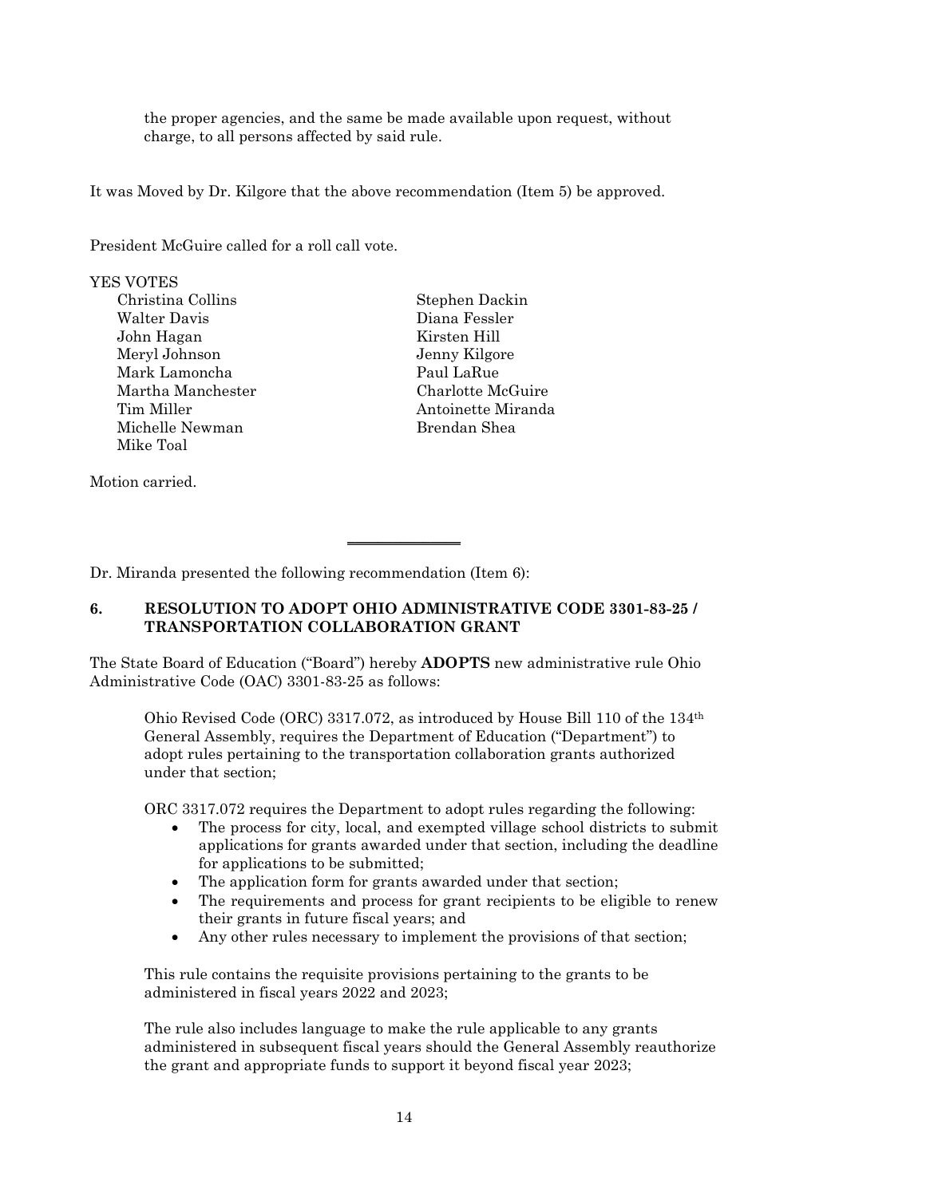the proper agencies, and the same be made available upon request, without charge, to all persons affected by said rule.

It was Moved by Dr. Kilgore that the above recommendation (Item 5) be approved.

President McGuire called for a roll call vote.

YES VOTES

Christina Collins
Walter Davis
John Hagan
Meryl Johnson
Mark Lamoncha
Martha Manchester
Tim Miller
Michelle Newman
Mike Toal
Stephen Dackin
Diana Fessler
Kirsten Hill
Jenny Kilgore
Paul LaRue
Charlotte McGuire
Antoinette Miranda
Brendan Shea

Motion carried.

---

Dr. Miranda presented the following recommendation (Item 6):

**6. RESOLUTION TO ADOPT OHIO ADMINISTRATIVE CODE 3301-83-25 / TRANSPORTATION COLLABORATION GRANT**

The State Board of Education ("Board") hereby **ADOPTS** new administrative rule Ohio Administrative Code (OAC) 3301-83-25 as follows:

Ohio Revised Code (ORC) 3317.072, as introduced by House Bill 110 of the 134th General Assembly, requires the Department of Education ("Department") to adopt rules pertaining to the transportation collaboration grants authorized under that section;

ORC 3317.072 requires the Department to adopt rules regarding the following:

- The process for city, local, and exempted village school districts to submit applications for grants awarded under that section, including the deadline for applications to be submitted;
- The application form for grants awarded under that section;
- The requirements and process for grant recipients to be eligible to renew their grants in future fiscal years; and
- Any other rules necessary to implement the provisions of that section;

This rule contains the requisite provisions pertaining to the grants to be administered in fiscal years 2022 and 2023;

The rule also includes language to make the rule applicable to any grants administered in subsequent fiscal years should the General Assembly reauthorize the grant and appropriate funds to support it beyond fiscal year 2023;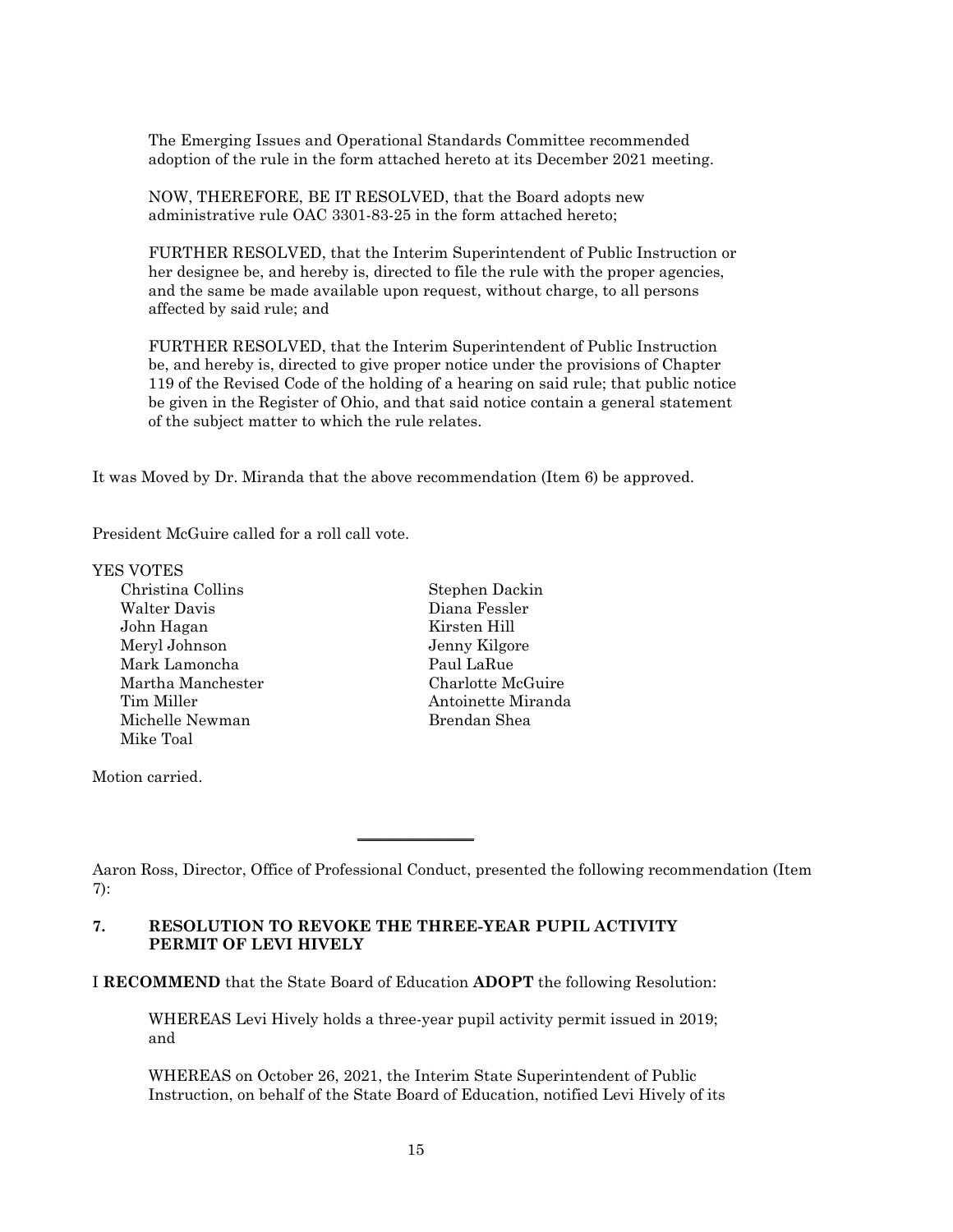The Emerging Issues and Operational Standards Committee recommended adoption of the rule in the form attached hereto at its December 2021 meeting.

NOW, THEREFORE, BE IT RESOLVED, that the Board adopts new administrative rule OAC 3301-83-25 in the form attached hereto;

FURTHER RESOLVED, that the Interim Superintendent of Public Instruction or her designee be, and hereby is, directed to file the rule with the proper agencies, and the same be made available upon request, without charge, to all persons affected by said rule; and

FURTHER RESOLVED, that the Interim Superintendent of Public Instruction be, and hereby is, directed to give proper notice under the provisions of Chapter 119 of the Revised Code of the holding of a hearing on said rule; that public notice be given in the Register of Ohio, and that said notice contain a general statement of the subject matter to which the rule relates.

It was Moved by Dr. Miranda that the above recommendation (Item 6) be approved.

President McGuire called for a roll call vote.

YES VOTES

Christina Collins
Walter Davis
John Hagan
Meryl Johnson
Mark Lamoncha
Martha Manchester
Tim Miller
Michelle Newman
Mike Toal
Stephen Dackin
Diana Fessler
Kirsten Hill
Jenny Kilgore
Paul LaRue
Charlotte McGuire
Antoinette Miranda
Brendan Shea

Motion carried.

---

Aaron Ross, Director, Office of Professional Conduct, presented the following recommendation (Item 7):

**7. RESOLUTION TO REVOKE THE THREE-YEAR PUPIL ACTIVITY PERMIT OF LEVI HIVELY**

I **RECOMMEND** that the State Board of Education **ADOPT** the following Resolution:

WHEREAS Levi Hively holds a three-year pupil activity permit issued in 2019; and

WHEREAS on October 26, 2021, the Interim State Superintendent of Public Instruction, on behalf of the State Board of Education, notified Levi Hively of its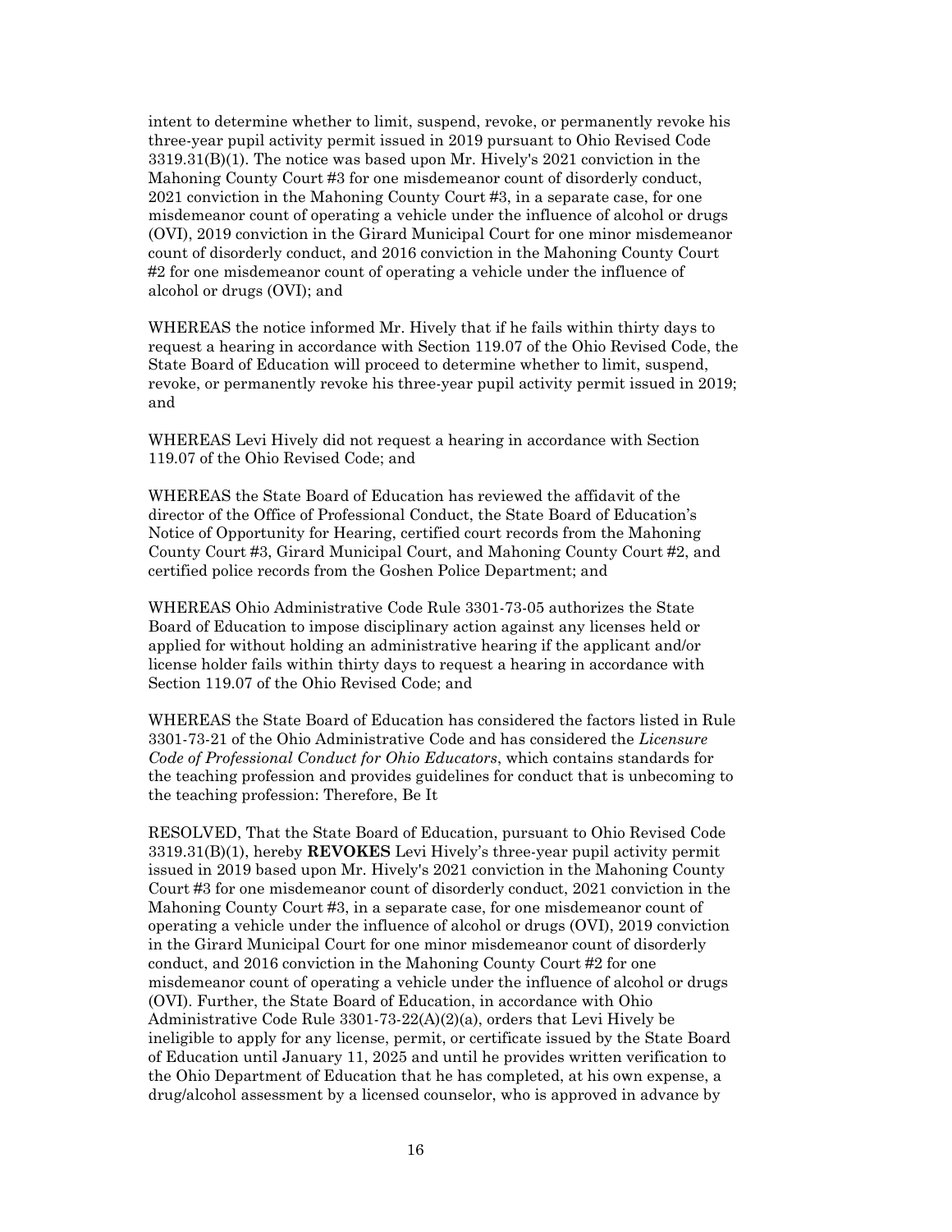intent to determine whether to limit, suspend, revoke, or permanently revoke his three-year pupil activity permit issued in 2019 pursuant to Ohio Revised Code 3319.31(B)(1). The notice was based upon Mr. Hively's 2021 conviction in the Mahoning County Court #3 for one misdemeanor count of disorderly conduct, 2021 conviction in the Mahoning County Court #3, in a separate case, for one misdemeanor count of operating a vehicle under the influence of alcohol or drugs (OVI), 2019 conviction in the Girard Municipal Court for one minor misdemeanor count of disorderly conduct, and 2016 conviction in the Mahoning County Court #2 for one misdemeanor count of operating a vehicle under the influence of alcohol or drugs (OVI); and

WHEREAS the notice informed Mr. Hively that if he fails within thirty days to request a hearing in accordance with Section 119.07 of the Ohio Revised Code, the State Board of Education will proceed to determine whether to limit, suspend, revoke, or permanently revoke his three-year pupil activity permit issued in 2019; and

WHEREAS Levi Hively did not request a hearing in accordance with Section 119.07 of the Ohio Revised Code; and

WHEREAS the State Board of Education has reviewed the affidavit of the director of the Office of Professional Conduct, the State Board of Education's Notice of Opportunity for Hearing, certified court records from the Mahoning County Court #3, Girard Municipal Court, and Mahoning County Court #2, and certified police records from the Goshen Police Department; and

WHEREAS Ohio Administrative Code Rule 3301-73-05 authorizes the State Board of Education to impose disciplinary action against any licenses held or applied for without holding an administrative hearing if the applicant and/or license holder fails within thirty days to request a hearing in accordance with Section 119.07 of the Ohio Revised Code; and

WHEREAS the State Board of Education has considered the factors listed in Rule 3301-73-21 of the Ohio Administrative Code and has considered the *Licensure Code of Professional Conduct for Ohio Educators*, which contains standards for the teaching profession and provides guidelines for conduct that is unbecoming to the teaching profession: Therefore, Be It

RESOLVED, That the State Board of Education, pursuant to Ohio Revised Code 3319.31(B)(1), hereby **REVOKES** Levi Hively's three-year pupil activity permit issued in 2019 based upon Mr. Hively's 2021 conviction in the Mahoning County Court #3 for one misdemeanor count of disorderly conduct, 2021 conviction in the Mahoning County Court #3, in a separate case, for one misdemeanor count of operating a vehicle under the influence of alcohol or drugs (OVI), 2019 conviction in the Girard Municipal Court for one minor misdemeanor count of disorderly conduct, and 2016 conviction in the Mahoning County Court #2 for one misdemeanor count of operating a vehicle under the influence of alcohol or drugs (OVI). Further, the State Board of Education, in accordance with Ohio Administrative Code Rule 3301-73-22(A)(2)(a), orders that Levi Hively be ineligible to apply for any license, permit, or certificate issued by the State Board of Education until January 11, 2025 and until he provides written verification to the Ohio Department of Education that he has completed, at his own expense, a drug/alcohol assessment by a licensed counselor, who is approved in advance by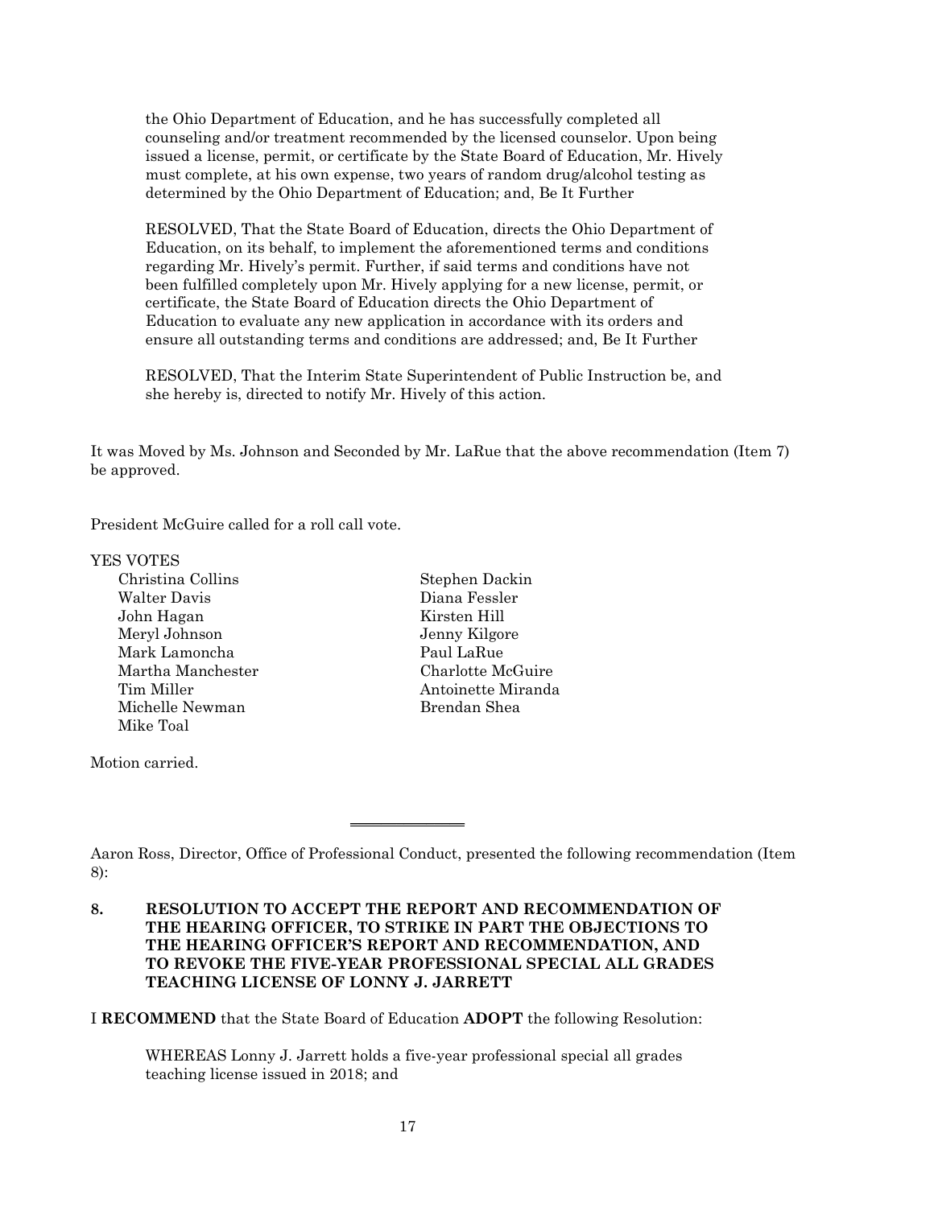the Ohio Department of Education, and he has successfully completed all counseling and/or treatment recommended by the licensed counselor. Upon being issued a license, permit, or certificate by the State Board of Education, Mr. Hively must complete, at his own expense, two years of random drug/alcohol testing as determined by the Ohio Department of Education; and, Be It Further

RESOLVED, That the State Board of Education, directs the Ohio Department of Education, on its behalf, to implement the aforementioned terms and conditions regarding Mr. Hively's permit. Further, if said terms and conditions have not been fulfilled completely upon Mr. Hively applying for a new license, permit, or certificate, the State Board of Education directs the Ohio Department of Education to evaluate any new application in accordance with its orders and ensure all outstanding terms and conditions are addressed; and, Be It Further

RESOLVED, That the Interim State Superintendent of Public Instruction be, and she hereby is, directed to notify Mr. Hively of this action.

It was Moved by Ms. Johnson and Seconded by Mr. LaRue that the above recommendation (Item 7) be approved.

President McGuire called for a roll call vote.

YES VOTES

Christina Collins
Stephen Dackin
Walter Davis
Diana Fessler
John Hagan
Kirsten Hill
Meryl Johnson
Jenny Kilgore
Mark Lamoncha
Paul LaRue
Martha Manchester
Charlotte McGuire
Tim Miller
Antoinette Miranda
Michelle Newman
Brendan Shea
Mike Toal

Motion carried.

---

Aaron Ross, Director, Office of Professional Conduct, presented the following recommendation (Item 8):

**8. RESOLUTION TO ACCEPT THE REPORT AND RECOMMENDATION OF THE HEARING OFFICER, TO STRIKE IN PART THE OBJECTIONS TO THE HEARING OFFICER'S REPORT AND RECOMMENDATION, AND TO REVOKE THE FIVE-YEAR PROFESSIONAL SPECIAL ALL GRADES TEACHING LICENSE OF LONNY J. JARRETT**

I **RECOMMEND** that the State Board of Education **ADOPT** the following Resolution:

WHEREAS Lonny J. Jarrett holds a five-year professional special all grades teaching license issued in 2018; and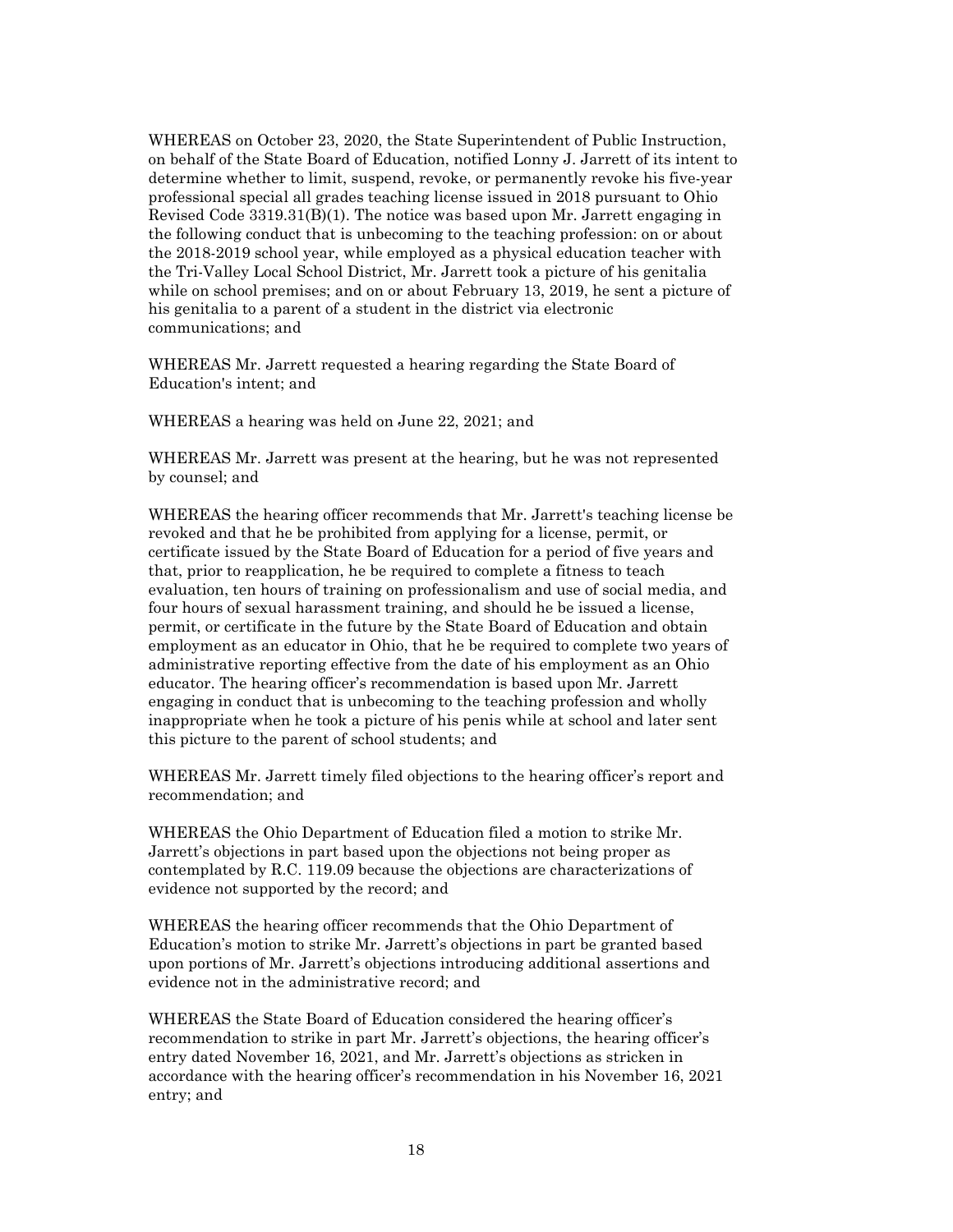WHEREAS on October 23, 2020, the State Superintendent of Public Instruction, on behalf of the State Board of Education, notified Lonny J. Jarrett of its intent to determine whether to limit, suspend, revoke, or permanently revoke his five-year professional special all grades teaching license issued in 2018 pursuant to Ohio Revised Code 3319.31(B)(1). The notice was based upon Mr. Jarrett engaging in the following conduct that is unbecoming to the teaching profession: on or about the 2018-2019 school year, while employed as a physical education teacher with the Tri-Valley Local School District, Mr. Jarrett took a picture of his genitalia while on school premises; and on or about February 13, 2019, he sent a picture of his genitalia to a parent of a student in the district via electronic communications; and

WHEREAS Mr. Jarrett requested a hearing regarding the State Board of Education's intent; and

WHEREAS a hearing was held on June 22, 2021; and

WHEREAS Mr. Jarrett was present at the hearing, but he was not represented by counsel; and

WHEREAS the hearing officer recommends that Mr. Jarrett's teaching license be revoked and that he be prohibited from applying for a license, permit, or certificate issued by the State Board of Education for a period of five years and that, prior to reapplication, he be required to complete a fitness to teach evaluation, ten hours of training on professionalism and use of social media, and four hours of sexual harassment training, and should he be issued a license, permit, or certificate in the future by the State Board of Education and obtain employment as an educator in Ohio, that he be required to complete two years of administrative reporting effective from the date of his employment as an Ohio educator. The hearing officer's recommendation is based upon Mr. Jarrett engaging in conduct that is unbecoming to the teaching profession and wholly inappropriate when he took a picture of his penis while at school and later sent this picture to the parent of school students; and

WHEREAS Mr. Jarrett timely filed objections to the hearing officer's report and recommendation; and

WHEREAS the Ohio Department of Education filed a motion to strike Mr. Jarrett's objections in part based upon the objections not being proper as contemplated by R.C. 119.09 because the objections are characterizations of evidence not supported by the record; and

WHEREAS the hearing officer recommends that the Ohio Department of Education's motion to strike Mr. Jarrett's objections in part be granted based upon portions of Mr. Jarrett's objections introducing additional assertions and evidence not in the administrative record; and

WHEREAS the State Board of Education considered the hearing officer's recommendation to strike in part Mr. Jarrett's objections, the hearing officer's entry dated November 16, 2021, and Mr. Jarrett's objections as stricken in accordance with the hearing officer's recommendation in his November 16, 2021 entry; and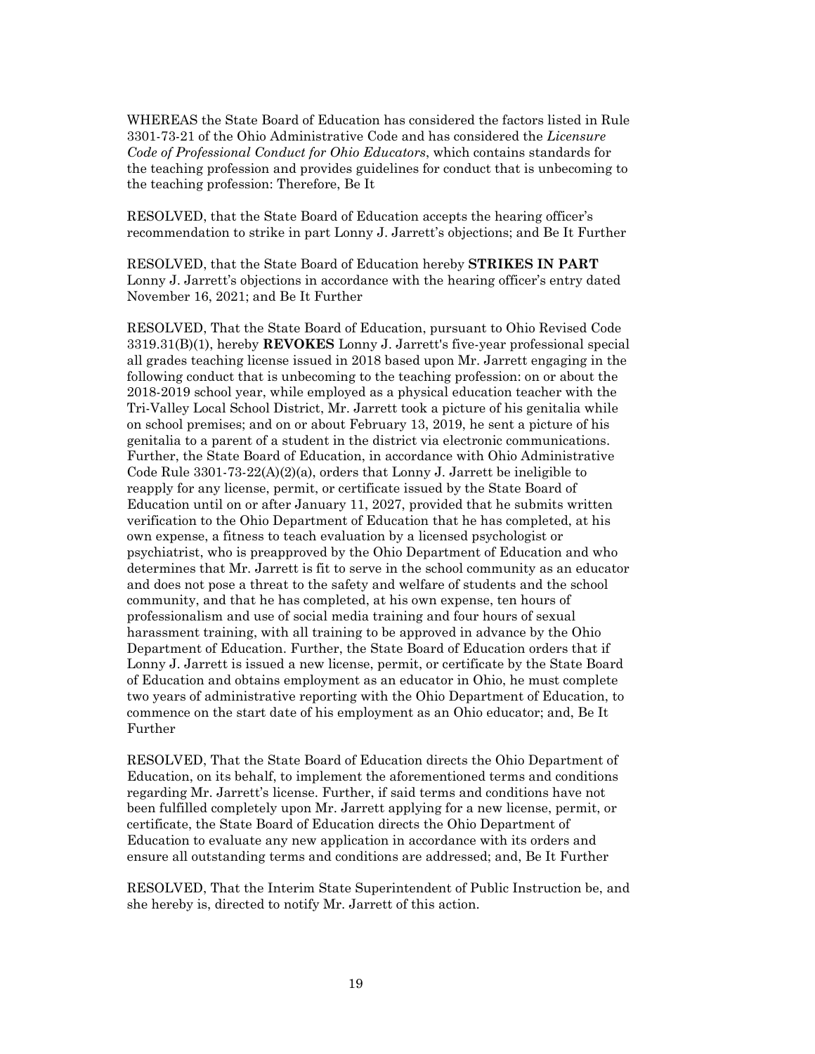WHEREAS the State Board of Education has considered the factors listed in Rule 3301-73-21 of the Ohio Administrative Code and has considered the *Licensure Code of Professional Conduct for Ohio Educators*, which contains standards for the teaching profession and provides guidelines for conduct that is unbecoming to the teaching profession: Therefore, Be It

RESOLVED, that the State Board of Education accepts the hearing officer's recommendation to strike in part Lonny J. Jarrett's objections; and Be It Further

RESOLVED, that the State Board of Education hereby **STRIKES IN PART** Lonny J. Jarrett's objections in accordance with the hearing officer's entry dated November 16, 2021; and Be It Further

RESOLVED, That the State Board of Education, pursuant to Ohio Revised Code 3319.31(B)(1), hereby **REVOKES** Lonny J. Jarrett's five-year professional special all grades teaching license issued in 2018 based upon Mr. Jarrett engaging in the following conduct that is unbecoming to the teaching profession: on or about the 2018-2019 school year, while employed as a physical education teacher with the Tri-Valley Local School District, Mr. Jarrett took a picture of his genitalia while on school premises; and on or about February 13, 2019, he sent a picture of his genitalia to a parent of a student in the district via electronic communications. Further, the State Board of Education, in accordance with Ohio Administrative Code Rule 3301-73-22(A)(2)(a), orders that Lonny J. Jarrett be ineligible to reapply for any license, permit, or certificate issued by the State Board of Education until on or after January 11, 2027, provided that he submits written verification to the Ohio Department of Education that he has completed, at his own expense, a fitness to teach evaluation by a licensed psychologist or psychiatrist, who is preapproved by the Ohio Department of Education and who determines that Mr. Jarrett is fit to serve in the school community as an educator and does not pose a threat to the safety and welfare of students and the school community, and that he has completed, at his own expense, ten hours of professionalism and use of social media training and four hours of sexual harassment training, with all training to be approved in advance by the Ohio Department of Education. Further, the State Board of Education orders that if Lonny J. Jarrett is issued a new license, permit, or certificate by the State Board of Education and obtains employment as an educator in Ohio, he must complete two years of administrative reporting with the Ohio Department of Education, to commence on the start date of his employment as an Ohio educator; and, Be It Further

RESOLVED, That the State Board of Education directs the Ohio Department of Education, on its behalf, to implement the aforementioned terms and conditions regarding Mr. Jarrett's license. Further, if said terms and conditions have not been fulfilled completely upon Mr. Jarrett applying for a new license, permit, or certificate, the State Board of Education directs the Ohio Department of Education to evaluate any new application in accordance with its orders and ensure all outstanding terms and conditions are addressed; and, Be It Further

RESOLVED, That the Interim State Superintendent of Public Instruction be, and she hereby is, directed to notify Mr. Jarrett of this action.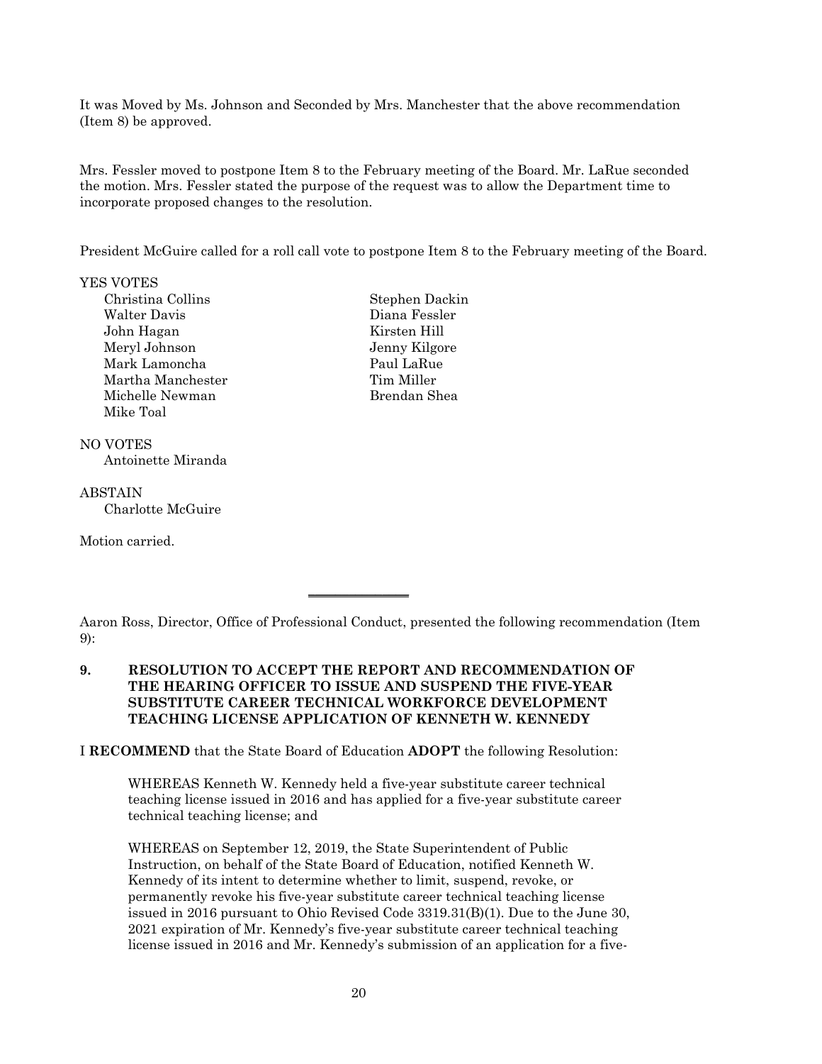It was Moved by Ms. Johnson and Seconded by Mrs. Manchester that the above recommendation (Item 8) be approved.

Mrs. Fessler moved to postpone Item 8 to the February meeting of the Board. Mr. LaRue seconded the motion. Mrs. Fessler stated the purpose of the request was to allow the Department time to incorporate proposed changes to the resolution.

President McGuire called for a roll call vote to postpone Item 8 to the February meeting of the Board.

YES VOTES

Christina Collins
Stephen Dackin
Walter Davis
Diana Fessler
John Hagan
Kirsten Hill
Meryl Johnson
Jenny Kilgore
Mark Lamoncha
Paul LaRue
Martha Manchester
Tim Miller
Michelle Newman
Brendan Shea
Mike Toal

NO VOTES

Antoinette Miranda

ABSTAIN

Charlotte McGuire

Motion carried.

---

Aaron Ross, Director, Office of Professional Conduct, presented the following recommendation (Item 9):

**9. RESOLUTION TO ACCEPT THE REPORT AND RECOMMENDATION OF THE HEARING OFFICER TO ISSUE AND SUSPEND THE FIVE-YEAR SUBSTITUTE CAREER TECHNICAL WORKFORCE DEVELOPMENT TEACHING LICENSE APPLICATION OF KENNETH W. KENNEDY**

I **RECOMMEND** that the State Board of Education **ADOPT** the following Resolution:

WHEREAS Kenneth W. Kennedy held a five-year substitute career technical teaching license issued in 2016 and has applied for a five-year substitute career technical teaching license; and

WHEREAS on September 12, 2019, the State Superintendent of Public Instruction, on behalf of the State Board of Education, notified Kenneth W. Kennedy of its intent to determine whether to limit, suspend, revoke, or permanently revoke his five-year substitute career technical teaching license issued in 2016 pursuant to Ohio Revised Code 3319.31(B)(1). Due to the June 30, 2021 expiration of Mr. Kennedy's five-year substitute career technical teaching license issued in 2016 and Mr. Kennedy's submission of an application for a five-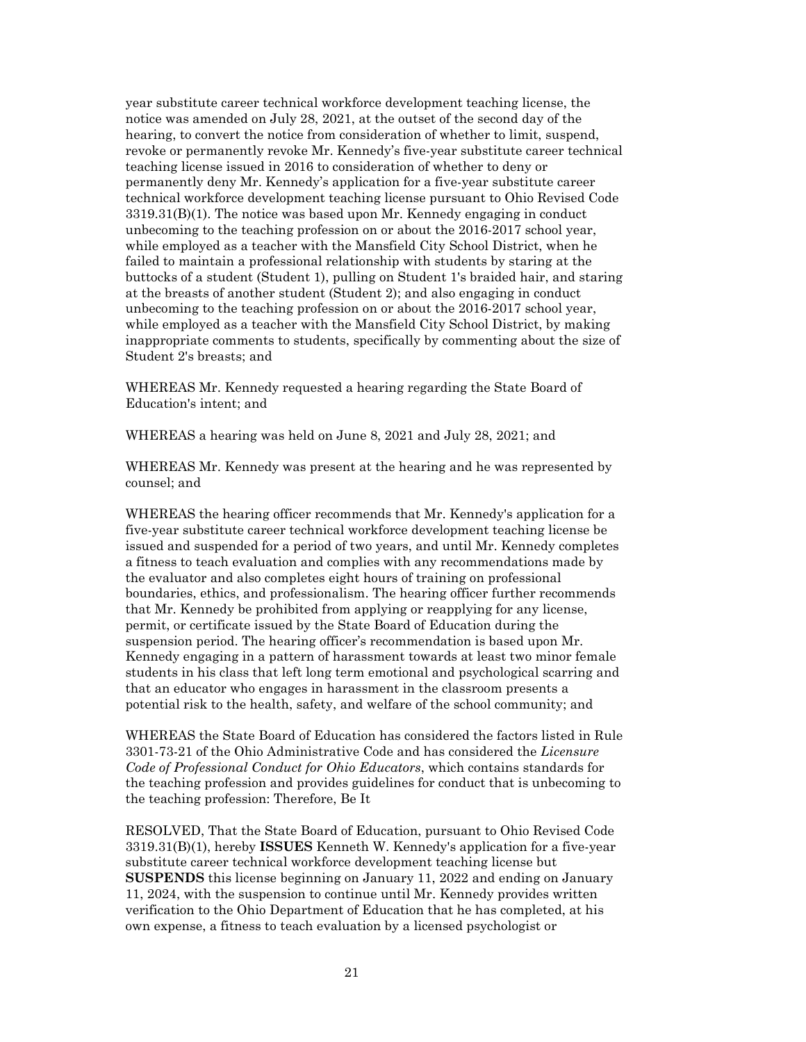year substitute career technical workforce development teaching license, the notice was amended on July 28, 2021, at the outset of the second day of the hearing, to convert the notice from consideration of whether to limit, suspend, revoke or permanently revoke Mr. Kennedy's five-year substitute career technical teaching license issued in 2016 to consideration of whether to deny or permanently deny Mr. Kennedy's application for a five-year substitute career technical workforce development teaching license pursuant to Ohio Revised Code 3319.31(B)(1). The notice was based upon Mr. Kennedy engaging in conduct unbecoming to the teaching profession on or about the 2016-2017 school year, while employed as a teacher with the Mansfield City School District, when he failed to maintain a professional relationship with students by staring at the buttocks of a student (Student 1), pulling on Student 1's braided hair, and staring at the breasts of another student (Student 2); and also engaging in conduct unbecoming to the teaching profession on or about the 2016-2017 school year, while employed as a teacher with the Mansfield City School District, by making inappropriate comments to students, specifically by commenting about the size of Student 2's breasts; and

WHEREAS Mr. Kennedy requested a hearing regarding the State Board of Education's intent; and

WHEREAS a hearing was held on June 8, 2021 and July 28, 2021; and

WHEREAS Mr. Kennedy was present at the hearing and he was represented by counsel; and

WHEREAS the hearing officer recommends that Mr. Kennedy's application for a five-year substitute career technical workforce development teaching license be issued and suspended for a period of two years, and until Mr. Kennedy completes a fitness to teach evaluation and complies with any recommendations made by the evaluator and also completes eight hours of training on professional boundaries, ethics, and professionalism. The hearing officer further recommends that Mr. Kennedy be prohibited from applying or reapplying for any license, permit, or certificate issued by the State Board of Education during the suspension period. The hearing officer's recommendation is based upon Mr. Kennedy engaging in a pattern of harassment towards at least two minor female students in his class that left long term emotional and psychological scarring and that an educator who engages in harassment in the classroom presents a potential risk to the health, safety, and welfare of the school community; and

WHEREAS the State Board of Education has considered the factors listed in Rule 3301-73-21 of the Ohio Administrative Code and has considered the *Licensure Code of Professional Conduct for Ohio Educators*, which contains standards for the teaching profession and provides guidelines for conduct that is unbecoming to the teaching profession: Therefore, Be It

RESOLVED, That the State Board of Education, pursuant to Ohio Revised Code 3319.31(B)(1), hereby **ISSUES** Kenneth W. Kennedy's application for a five-year substitute career technical workforce development teaching license but **SUSPENDS** this license beginning on January 11, 2022 and ending on January 11, 2024, with the suspension to continue until Mr. Kennedy provides written verification to the Ohio Department of Education that he has completed, at his own expense, a fitness to teach evaluation by a licensed psychologist or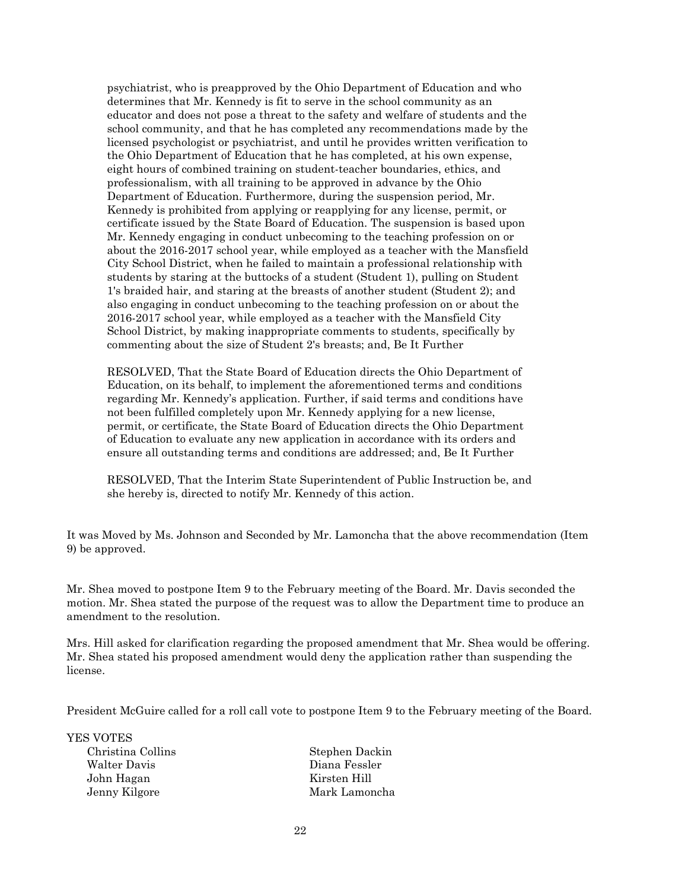psychiatrist, who is preapproved by the Ohio Department of Education and who determines that Mr. Kennedy is fit to serve in the school community as an educator and does not pose a threat to the safety and welfare of students and the school community, and that he has completed any recommendations made by the licensed psychologist or psychiatrist, and until he provides written verification to the Ohio Department of Education that he has completed, at his own expense, eight hours of combined training on student-teacher boundaries, ethics, and professionalism, with all training to be approved in advance by the Ohio Department of Education. Furthermore, during the suspension period, Mr. Kennedy is prohibited from applying or reapplying for any license, permit, or certificate issued by the State Board of Education. The suspension is based upon Mr. Kennedy engaging in conduct unbecoming to the teaching profession on or about the 2016-2017 school year, while employed as a teacher with the Mansfield City School District, when he failed to maintain a professional relationship with students by staring at the buttocks of a student (Student 1), pulling on Student 1's braided hair, and staring at the breasts of another student (Student 2); and also engaging in conduct unbecoming to the teaching profession on or about the 2016-2017 school year, while employed as a teacher with the Mansfield City School District, by making inappropriate comments to students, specifically by commenting about the size of Student 2's breasts; and, Be It Further

RESOLVED, That the State Board of Education directs the Ohio Department of Education, on its behalf, to implement the aforementioned terms and conditions regarding Mr. Kennedy's application. Further, if said terms and conditions have not been fulfilled completely upon Mr. Kennedy applying for a new license, permit, or certificate, the State Board of Education directs the Ohio Department of Education to evaluate any new application in accordance with its orders and ensure all outstanding terms and conditions are addressed; and, Be It Further

RESOLVED, That the Interim State Superintendent of Public Instruction be, and she hereby is, directed to notify Mr. Kennedy of this action.

It was Moved by Ms. Johnson and Seconded by Mr. Lamoncha that the above recommendation (Item 9) be approved.

Mr. Shea moved to postpone Item 9 to the February meeting of the Board. Mr. Davis seconded the motion. Mr. Shea stated the purpose of the request was to allow the Department time to produce an amendment to the resolution.

Mrs. Hill asked for clarification regarding the proposed amendment that Mr. Shea would be offering. Mr. Shea stated his proposed amendment would deny the application rather than suspending the license.

President McGuire called for a roll call vote to postpone Item 9 to the February meeting of the Board.

YES VOTES

Christina Collins
Stephen Dackin
Walter Davis
Diana Fessler
John Hagan
Kirsten Hill
Jenny Kilgore
Mark Lamoncha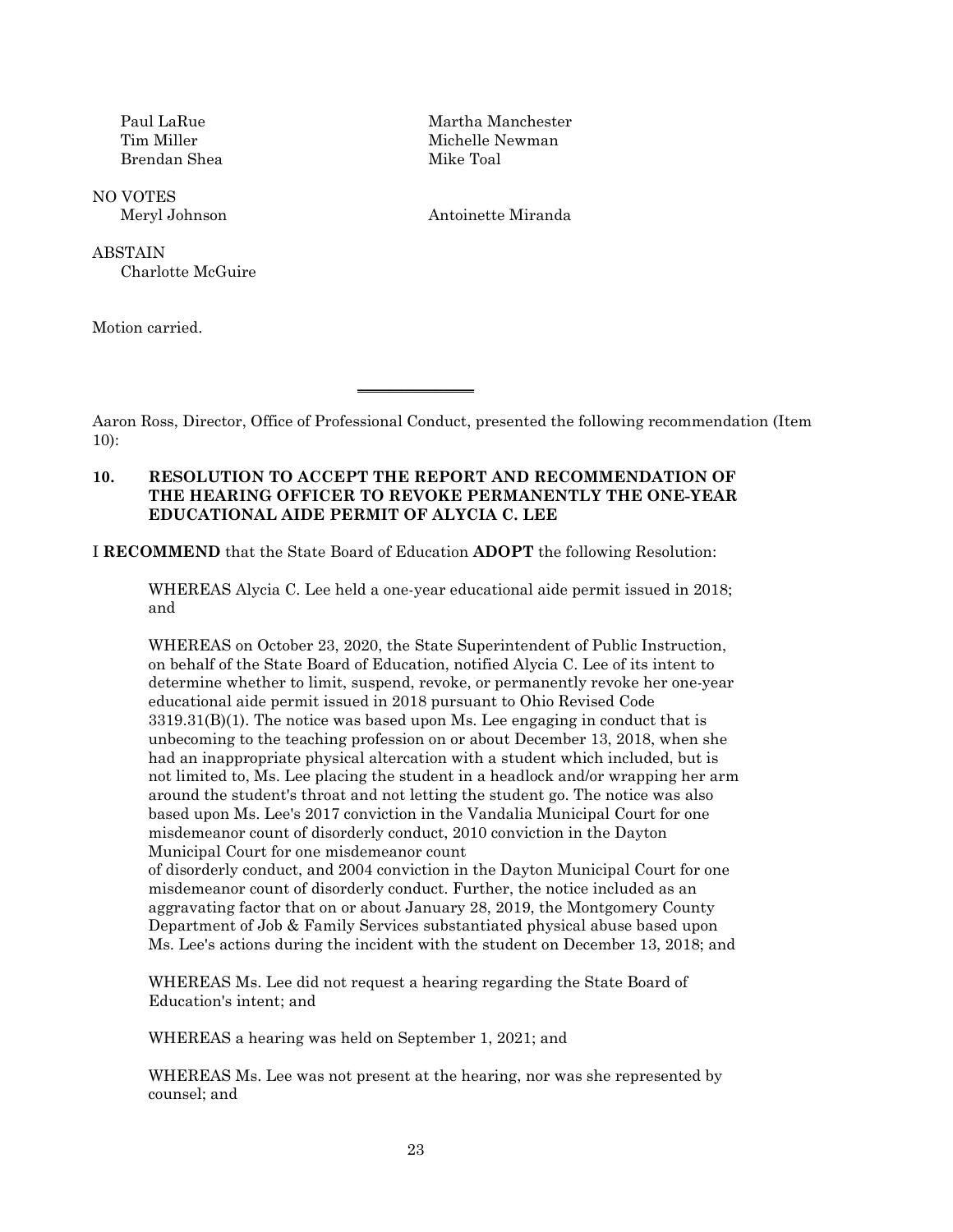Paul LaRue
Tim Miller
Brendan Shea

Martha Manchester
Michelle Newman
Mike Toal

NO VOTES
Meryl Johnson
Antoinette Miranda

ABSTAIN
Charlotte McGuire

Motion carried.

---

Aaron Ross, Director, Office of Professional Conduct, presented the following recommendation (Item 10):

**10. RESOLUTION TO ACCEPT THE REPORT AND RECOMMENDATION OF THE HEARING OFFICER TO REVOKE PERMANENTLY THE ONE-YEAR EDUCATIONAL AIDE PERMIT OF ALYCIA C. LEE**

I **RECOMMEND** that the State Board of Education **ADOPT** the following Resolution:

WHEREAS Alycia C. Lee held a one-year educational aide permit issued in 2018; and

WHEREAS on October 23, 2020, the State Superintendent of Public Instruction, on behalf of the State Board of Education, notified Alycia C. Lee of its intent to determine whether to limit, suspend, revoke, or permanently revoke her one-year educational aide permit issued in 2018 pursuant to Ohio Revised Code 3319.31(B)(1). The notice was based upon Ms. Lee engaging in conduct that is unbecoming to the teaching profession on or about December 13, 2018, when she had an inappropriate physical altercation with a student which included, but is not limited to, Ms. Lee placing the student in a headlock and/or wrapping her arm around the student's throat and not letting the student go. The notice was also based upon Ms. Lee's 2017 conviction in the Vandalia Municipal Court for one misdemeanor count of disorderly conduct, 2010 conviction in the Dayton Municipal Court for one misdemeanor count of disorderly conduct, and 2004 conviction in the Dayton Municipal Court for one misdemeanor count of disorderly conduct. Further, the notice included as an aggravating factor that on or about January 28, 2019, the Montgomery County Department of Job & Family Services substantiated physical abuse based upon Ms. Lee's actions during the incident with the student on December 13, 2018; and

WHEREAS Ms. Lee did not request a hearing regarding the State Board of Education's intent; and

WHEREAS a hearing was held on September 1, 2021; and

WHEREAS Ms. Lee was not present at the hearing, nor was she represented by counsel; and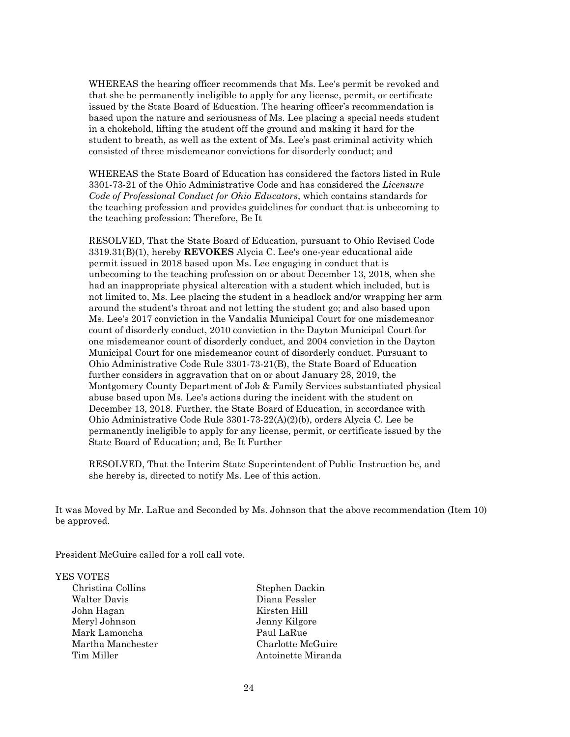WHEREAS the hearing officer recommends that Ms. Lee's permit be revoked and that she be permanently ineligible to apply for any license, permit, or certificate issued by the State Board of Education. The hearing officer's recommendation is based upon the nature and seriousness of Ms. Lee placing a special needs student in a chokehold, lifting the student off the ground and making it hard for the student to breath, as well as the extent of Ms. Lee's past criminal activity which consisted of three misdemeanor convictions for disorderly conduct; and

WHEREAS the State Board of Education has considered the factors listed in Rule 3301-73-21 of the Ohio Administrative Code and has considered the *Licensure Code of Professional Conduct for Ohio Educators*, which contains standards for the teaching profession and provides guidelines for conduct that is unbecoming to the teaching profession: Therefore, Be It

RESOLVED, That the State Board of Education, pursuant to Ohio Revised Code 3319.31(B)(1), hereby **REVOKES** Alycia C. Lee's one-year educational aide permit issued in 2018 based upon Ms. Lee engaging in conduct that is unbecoming to the teaching profession on or about December 13, 2018, when she had an inappropriate physical altercation with a student which included, but is not limited to, Ms. Lee placing the student in a headlock and/or wrapping her arm around the student's throat and not letting the student go; and also based upon Ms. Lee's 2017 conviction in the Vandalia Municipal Court for one misdemeanor count of disorderly conduct, 2010 conviction in the Dayton Municipal Court for one misdemeanor count of disorderly conduct, and 2004 conviction in the Dayton Municipal Court for one misdemeanor count of disorderly conduct. Pursuant to Ohio Administrative Code Rule 3301-73-21(B), the State Board of Education further considers in aggravation that on or about January 28, 2019, the Montgomery County Department of Job & Family Services substantiated physical abuse based upon Ms. Lee's actions during the incident with the student on December 13, 2018. Further, the State Board of Education, in accordance with Ohio Administrative Code Rule 3301-73-22(A)(2)(b), orders Alycia C. Lee be permanently ineligible to apply for any license, permit, or certificate issued by the State Board of Education; and, Be It Further

RESOLVED, That the Interim State Superintendent of Public Instruction be, and she hereby is, directed to notify Ms. Lee of this action.

It was Moved by Mr. LaRue and Seconded by Ms. Johnson that the above recommendation (Item 10) be approved.

President McGuire called for a roll call vote.

YES VOTES

Christina Collins
Stephen Dackin
Walter Davis
Diana Fessler
John Hagan
Kirsten Hill
Meryl Johnson
Jenny Kilgore
Mark Lamoncha
Paul LaRue
Martha Manchester
Charlotte McGuire
Tim Miller
Antoinette Miranda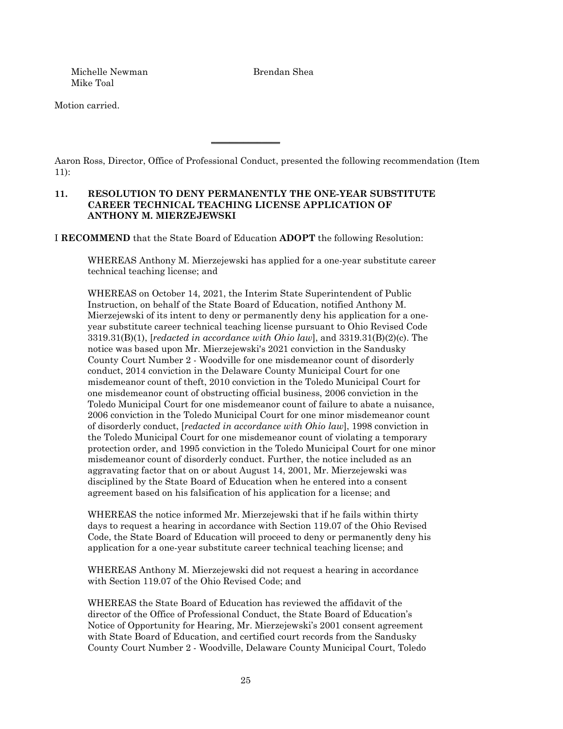Michelle Newman                    Brendan Shea
Mike Toal

Motion carried.

---

Aaron Ross, Director, Office of Professional Conduct, presented the following recommendation (Item 11):

**11. RESOLUTION TO DENY PERMANENTLY THE ONE-YEAR SUBSTITUTE CAREER TECHNICAL TEACHING LICENSE APPLICATION OF ANTHONY M. MIERZEJEWSKI**

I **RECOMMEND** that the State Board of Education **ADOPT** the following Resolution:

> WHEREAS Anthony M. Mierzejewski has applied for a one-year substitute career technical teaching license; and
>
> WHEREAS on October 14, 2021, the Interim State Superintendent of Public Instruction, on behalf of the State Board of Education, notified Anthony M. Mierzejewski of its intent to deny or permanently deny his application for a one-year substitute career technical teaching license pursuant to Ohio Revised Code 3319.31(B)(1), [*redacted in accordance with Ohio law*], and 3319.31(B)(2)(c). The notice was based upon Mr. Mierzejewski's 2021 conviction in the Sandusky County Court Number 2 - Woodville for one misdemeanor count of disorderly conduct, 2014 conviction in the Delaware County Municipal Court for one misdemeanor count of theft, 2010 conviction in the Toledo Municipal Court for one misdemeanor count of obstructing official business, 2006 conviction in the Toledo Municipal Court for one misdemeanor count of failure to abate a nuisance, 2006 conviction in the Toledo Municipal Court for one minor misdemeanor count of disorderly conduct, [*redacted in accordance with Ohio law*], 1998 conviction in the Toledo Municipal Court for one misdemeanor count of violating a temporary protection order, and 1995 conviction in the Toledo Municipal Court for one minor misdemeanor count of disorderly conduct. Further, the notice included as an aggravating factor that on or about August 14, 2001, Mr. Mierzejewski was disciplined by the State Board of Education when he entered into a consent agreement based on his falsification of his application for a license; and
>
> WHEREAS the notice informed Mr. Mierzejewski that if he fails within thirty days to request a hearing in accordance with Section 119.07 of the Ohio Revised Code, the State Board of Education will proceed to deny or permanently deny his application for a one-year substitute career technical teaching license; and
>
> WHEREAS Anthony M. Mierzejewski did not request a hearing in accordance with Section 119.07 of the Ohio Revised Code; and
>
> WHEREAS the State Board of Education has reviewed the affidavit of the director of the Office of Professional Conduct, the State Board of Education's Notice of Opportunity for Hearing, Mr. Mierzejewski's 2001 consent agreement with State Board of Education, and certified court records from the Sandusky County Court Number 2 - Woodville, Delaware County Municipal Court, Toledo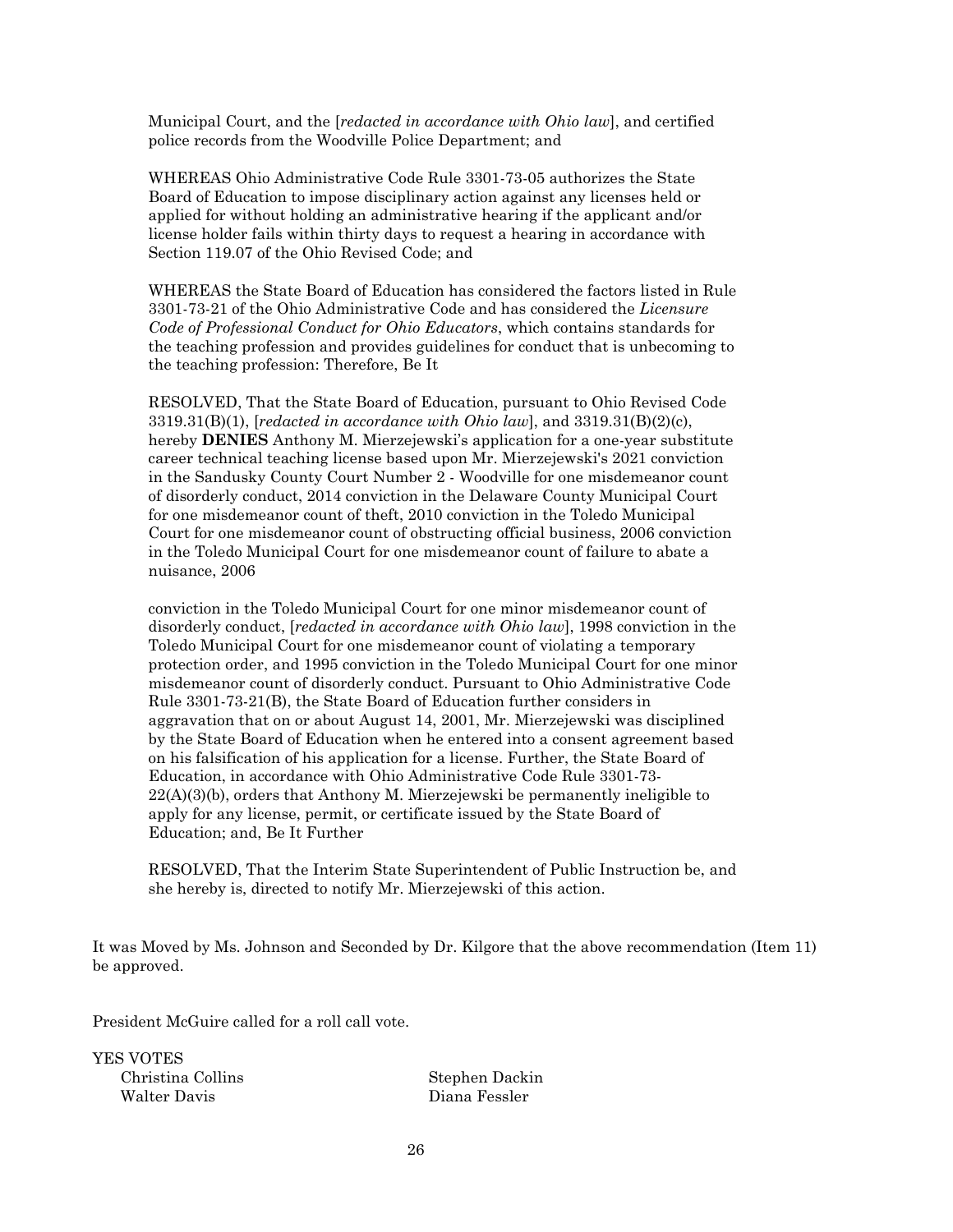Municipal Court, and the [*redacted in accordance with Ohio law*], and certified police records from the Woodville Police Department; and

WHEREAS Ohio Administrative Code Rule 3301-73-05 authorizes the State Board of Education to impose disciplinary action against any licenses held or applied for without holding an administrative hearing if the applicant and/or license holder fails within thirty days to request a hearing in accordance with Section 119.07 of the Ohio Revised Code; and

WHEREAS the State Board of Education has considered the factors listed in Rule 3301-73-21 of the Ohio Administrative Code and has considered the *Licensure Code of Professional Conduct for Ohio Educators*, which contains standards for the teaching profession and provides guidelines for conduct that is unbecoming to the teaching profession: Therefore, Be It

RESOLVED, That the State Board of Education, pursuant to Ohio Revised Code 3319.31(B)(1), [*redacted in accordance with Ohio law*], and 3319.31(B)(2)(c), hereby **DENIES** Anthony M. Mierzejewski's application for a one-year substitute career technical teaching license based upon Mr. Mierzejewski's 2021 conviction in the Sandusky County Court Number 2 - Woodville for one misdemeanor count of disorderly conduct, 2014 conviction in the Delaware County Municipal Court for one misdemeanor count of theft, 2010 conviction in the Toledo Municipal Court for one misdemeanor count of obstructing official business, 2006 conviction in the Toledo Municipal Court for one misdemeanor count of failure to abate a nuisance, 2006 conviction in the Toledo Municipal Court for one minor misdemeanor count of disorderly conduct, [*redacted in accordance with Ohio law*], 1998 conviction in the Toledo Municipal Court for one misdemeanor count of violating a temporary protection order, and 1995 conviction in the Toledo Municipal Court for one minor misdemeanor count of disorderly conduct. Pursuant to Ohio Administrative Code Rule 3301-73-21(B), the State Board of Education further considers in aggravation that on or about August 14, 2001, Mr. Mierzejewski was disciplined by the State Board of Education when he entered into a consent agreement based on his falsification of his application for a license. Further, the State Board of Education, in accordance with Ohio Administrative Code Rule 3301-73-22(A)(3)(b), orders that Anthony M. Mierzejewski be permanently ineligible to apply for any license, permit, or certificate issued by the State Board of Education; and, Be It Further

RESOLVED, That the Interim State Superintendent of Public Instruction be, and she hereby is, directed to notify Mr. Mierzejewski of this action.

It was Moved by Ms. Johnson and Seconded by Dr. Kilgore that the above recommendation (Item 11) be approved.

President McGuire called for a roll call vote.

YES VOTES

Christina Collins
Stephen Dackin
Walter Davis
Diana Fessler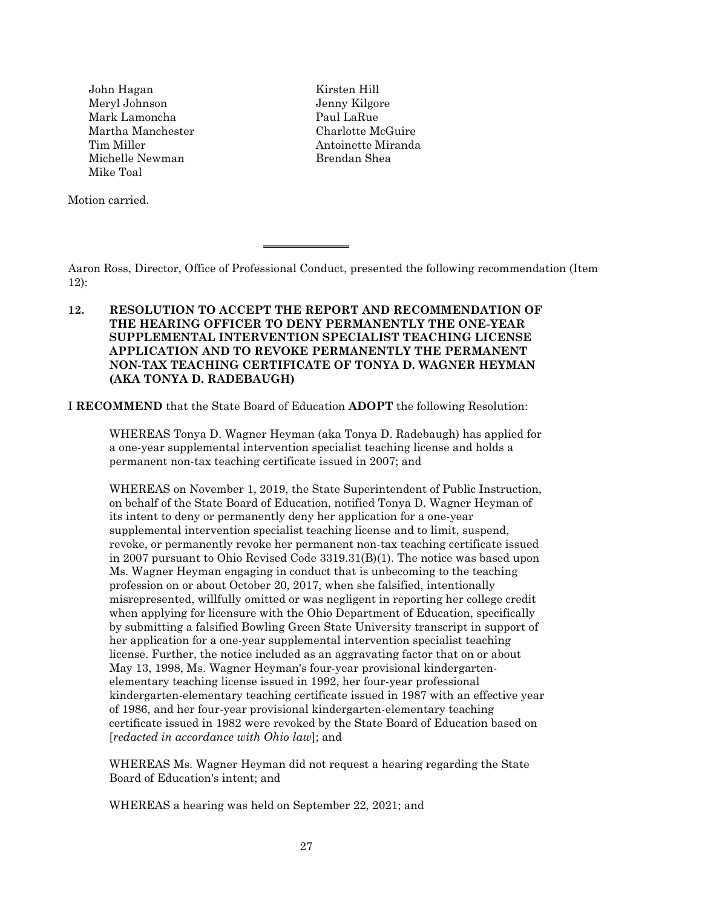John Hagan
Meryl Johnson
Mark Lamoncha
Martha Manchester
Tim Miller
Michelle Newman
Mike Toal
Kirsten Hill
Jenny Kilgore
Paul LaRue
Charlotte McGuire
Antoinette Miranda
Brendan Shea

Motion carried.

---

Aaron Ross, Director, Office of Professional Conduct, presented the following recommendation (Item 12):

**12. RESOLUTION TO ACCEPT THE REPORT AND RECOMMENDATION OF THE HEARING OFFICER TO DENY PERMANENTLY THE ONE-YEAR SUPPLEMENTAL INTERVENTION SPECIALIST TEACHING LICENSE APPLICATION AND TO REVOKE PERMANENTLY THE PERMANENT NON-TAX TEACHING CERTIFICATE OF TONYA D. WAGNER HEYMAN (AKA TONYA D. RADEBAUGH)**

I **RECOMMEND** that the State Board of Education **ADOPT** the following Resolution:

WHEREAS Tonya D. Wagner Heyman (aka Tonya D. Radebaugh) has applied for a one-year supplemental intervention specialist teaching license and holds a permanent non-tax teaching certificate issued in 2007; and

WHEREAS on November 1, 2019, the State Superintendent of Public Instruction, on behalf of the State Board of Education, notified Tonya D. Wagner Heyman of its intent to deny or permanently deny her application for a one-year supplemental intervention specialist teaching license and to limit, suspend, revoke, or permanently revoke her permanent non-tax teaching certificate issued in 2007 pursuant to Ohio Revised Code 3319.31(B)(1). The notice was based upon Ms. Wagner Heyman engaging in conduct that is unbecoming to the teaching profession on or about October 20, 2017, when she falsified, intentionally misrepresented, willfully omitted or was negligent in reporting her college credit when applying for licensure with the Ohio Department of Education, specifically by submitting a falsified Bowling Green State University transcript in support of her application for a one-year supplemental intervention specialist teaching license. Further, the notice included as an aggravating factor that on or about May 13, 1998, Ms. Wagner Heyman's four-year provisional kindergarten-elementary teaching license issued in 1992, her four-year professional kindergarten-elementary teaching certificate issued in 1987 with an effective year of 1986, and her four-year provisional kindergarten-elementary teaching certificate issued in 1982 were revoked by the State Board of Education based on [*redacted in accordance with Ohio law*]; and

WHEREAS Ms. Wagner Heyman did not request a hearing regarding the State Board of Education's intent; and

WHEREAS a hearing was held on September 22, 2021; and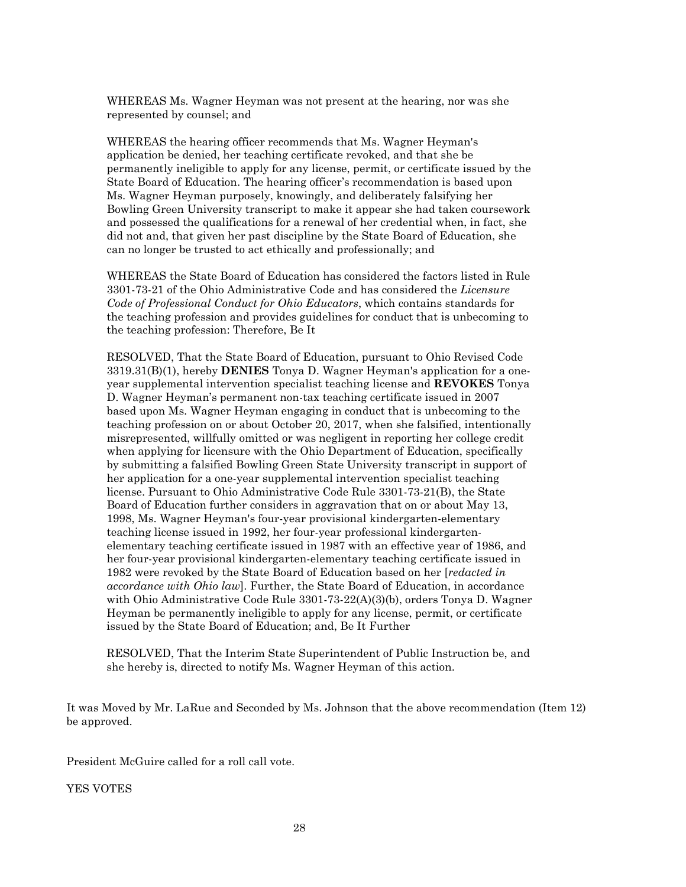WHEREAS Ms. Wagner Heyman was not present at the hearing, nor was she represented by counsel; and

WHEREAS the hearing officer recommends that Ms. Wagner Heyman's application be denied, her teaching certificate revoked, and that she be permanently ineligible to apply for any license, permit, or certificate issued by the State Board of Education. The hearing officer's recommendation is based upon Ms. Wagner Heyman purposely, knowingly, and deliberately falsifying her Bowling Green University transcript to make it appear she had taken coursework and possessed the qualifications for a renewal of her credential when, in fact, she did not and, that given her past discipline by the State Board of Education, she can no longer be trusted to act ethically and professionally; and

WHEREAS the State Board of Education has considered the factors listed in Rule 3301-73-21 of the Ohio Administrative Code and has considered the *Licensure Code of Professional Conduct for Ohio Educators*, which contains standards for the teaching profession and provides guidelines for conduct that is unbecoming to the teaching profession: Therefore, Be It

RESOLVED, That the State Board of Education, pursuant to Ohio Revised Code 3319.31(B)(1), hereby **DENIES** Tonya D. Wagner Heyman's application for a one-year supplemental intervention specialist teaching license and **REVOKES** Tonya D. Wagner Heyman's permanent non-tax teaching certificate issued in 2007 based upon Ms. Wagner Heyman engaging in conduct that is unbecoming to the teaching profession on or about October 20, 2017, when she falsified, intentionally misrepresented, willfully omitted or was negligent in reporting her college credit when applying for licensure with the Ohio Department of Education, specifically by submitting a falsified Bowling Green State University transcript in support of her application for a one-year supplemental intervention specialist teaching license. Pursuant to Ohio Administrative Code Rule 3301-73-21(B), the State Board of Education further considers in aggravation that on or about May 13, 1998, Ms. Wagner Heyman's four-year provisional kindergarten-elementary teaching license issued in 1992, her four-year professional kindergarten-elementary teaching certificate issued in 1987 with an effective year of 1986, and her four-year provisional kindergarten-elementary teaching certificate issued in 1982 were revoked by the State Board of Education based on her [*redacted in accordance with Ohio law*]. Further, the State Board of Education, in accordance with Ohio Administrative Code Rule 3301-73-22(A)(3)(b), orders Tonya D. Wagner Heyman be permanently ineligible to apply for any license, permit, or certificate issued by the State Board of Education; and, Be It Further

RESOLVED, That the Interim State Superintendent of Public Instruction be, and she hereby is, directed to notify Ms. Wagner Heyman of this action.

It was Moved by Mr. LaRue and Seconded by Ms. Johnson that the above recommendation (Item 12) be approved.

President McGuire called for a roll call vote.

YES VOTES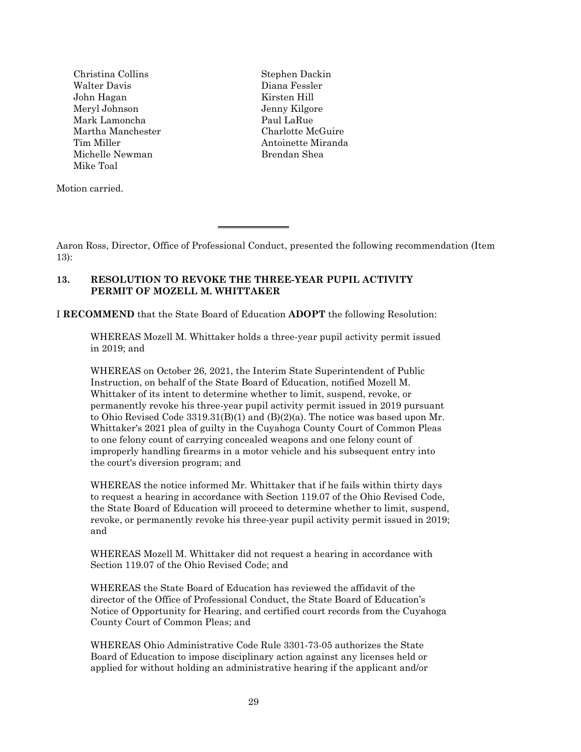Christina Collins
Walter Davis
John Hagan
Meryl Johnson
Mark Lamoncha
Martha Manchester
Tim Miller
Michelle Newman
Mike Toal
Stephen Dackin
Diana Fessler
Kirsten Hill
Jenny Kilgore
Paul LaRue
Charlotte McGuire
Antoinette Miranda
Brendan Shea

Motion carried.

---

Aaron Ross, Director, Office of Professional Conduct, presented the following recommendation (Item 13):

### 13. RESOLUTION TO REVOKE THE THREE-YEAR PUPIL ACTIVITY PERMIT OF MOZELL M. WHITTAKER

I **RECOMMEND** that the State Board of Education **ADOPT** the following Resolution:

WHEREAS Mozell M. Whittaker holds a three-year pupil activity permit issued in 2019; and

WHEREAS on October 26, 2021, the Interim State Superintendent of Public Instruction, on behalf of the State Board of Education, notified Mozell M. Whittaker of its intent to determine whether to limit, suspend, revoke, or permanently revoke his three-year pupil activity permit issued in 2019 pursuant to Ohio Revised Code 3319.31(B)(1) and (B)(2)(a). The notice was based upon Mr. Whittaker's 2021 plea of guilty in the Cuyahoga County Court of Common Pleas to one felony count of carrying concealed weapons and one felony count of improperly handling firearms in a motor vehicle and his subsequent entry into the court's diversion program; and

WHEREAS the notice informed Mr. Whittaker that if he fails within thirty days to request a hearing in accordance with Section 119.07 of the Ohio Revised Code, the State Board of Education will proceed to determine whether to limit, suspend, revoke, or permanently revoke his three-year pupil activity permit issued in 2019; and

WHEREAS Mozell M. Whittaker did not request a hearing in accordance with Section 119.07 of the Ohio Revised Code; and

WHEREAS the State Board of Education has reviewed the affidavit of the director of the Office of Professional Conduct, the State Board of Education's Notice of Opportunity for Hearing, and certified court records from the Cuyahoga County Court of Common Pleas; and

WHEREAS Ohio Administrative Code Rule 3301-73-05 authorizes the State Board of Education to impose disciplinary action against any licenses held or applied for without holding an administrative hearing if the applicant and/or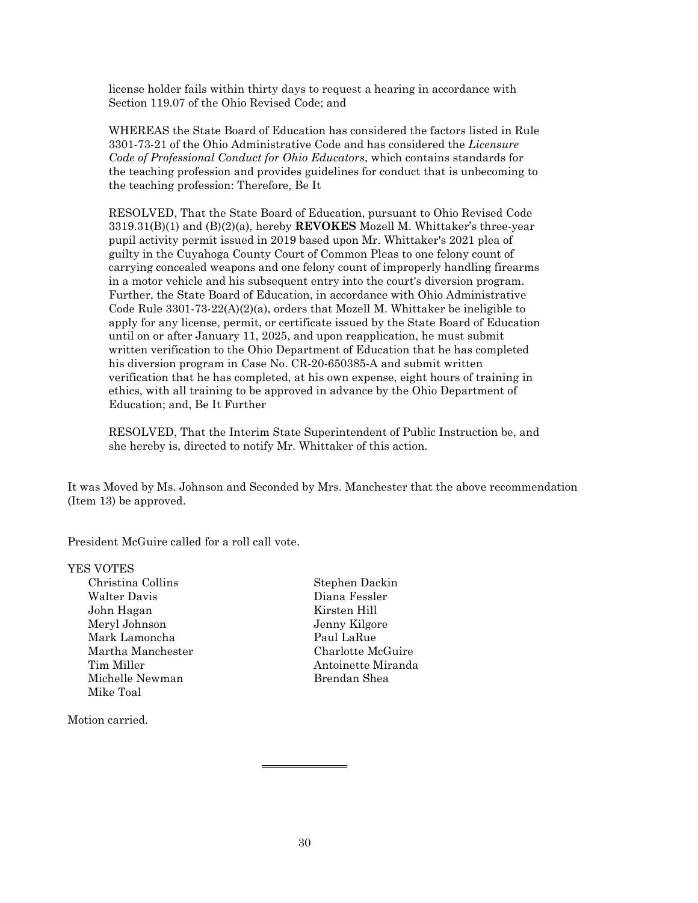license holder fails within thirty days to request a hearing in accordance with Section 119.07 of the Ohio Revised Code; and

WHEREAS the State Board of Education has considered the factors listed in Rule 3301-73-21 of the Ohio Administrative Code and has considered the *Licensure Code of Professional Conduct for Ohio Educators*, which contains standards for the teaching profession and provides guidelines for conduct that is unbecoming to the teaching profession: Therefore, Be It

RESOLVED, That the State Board of Education, pursuant to Ohio Revised Code 3319.31(B)(1) and (B)(2)(a), hereby **REVOKES** Mozell M. Whittaker's three-year pupil activity permit issued in 2019 based upon Mr. Whittaker's 2021 plea of guilty in the Cuyahoga County Court of Common Pleas to one felony count of carrying concealed weapons and one felony count of improperly handling firearms in a motor vehicle and his subsequent entry into the court's diversion program. Further, the State Board of Education, in accordance with Ohio Administrative Code Rule 3301-73-22(A)(2)(a), orders that Mozell M. Whittaker be ineligible to apply for any license, permit, or certificate issued by the State Board of Education until on or after January 11, 2025, and upon reapplication, he must submit written verification to the Ohio Department of Education that he has completed his diversion program in Case No. CR-20-650385-A and submit written verification that he has completed, at his own expense, eight hours of training in ethics, with all training to be approved in advance by the Ohio Department of Education; and, Be It Further

RESOLVED, That the Interim State Superintendent of Public Instruction be, and she hereby is, directed to notify Mr. Whittaker of this action.

It was Moved by Ms. Johnson and Seconded by Mrs. Manchester that the above recommendation (Item 13) be approved.

President McGuire called for a roll call vote.

YES VOTES

Christina Collins
Walter Davis
John Hagan
Meryl Johnson
Mark Lamoncha
Martha Manchester
Tim Miller
Michelle Newman
Mike Toal
Stephen Dackin
Diana Fessler
Kirsten Hill
Jenny Kilgore
Paul LaRue
Charlotte McGuire
Antoinette Miranda
Brendan Shea

Motion carried.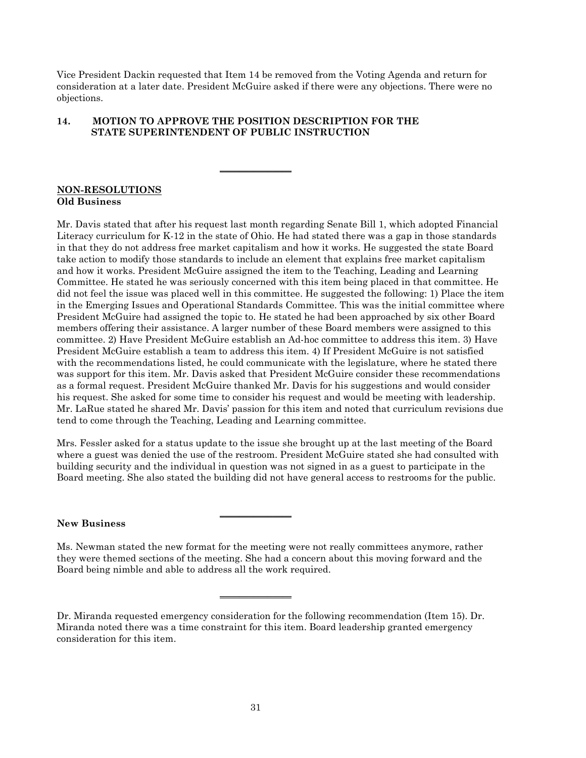Vice President Dackin requested that Item 14 be removed from the Voting Agenda and return for consideration at a later date. President McGuire asked if there were any objections. There were no objections.

**14. MOTION TO APPROVE THE POSITION DESCRIPTION FOR THE STATE SUPERINTENDENT OF PUBLIC INSTRUCTION**

---

**NON-RESOLUTIONS**

**Old Business**

Mr. Davis stated that after his request last month regarding Senate Bill 1, which adopted Financial Literacy curriculum for K-12 in the state of Ohio. He had stated there was a gap in those standards in that they do not address free market capitalism and how it works. He suggested the state Board take action to modify those standards to include an element that explains free market capitalism and how it works. President McGuire assigned the item to the Teaching, Leading and Learning Committee. He stated he was seriously concerned with this item being placed in that committee. He did not feel the issue was placed well in this committee. He suggested the following: 1) Place the item in the Emerging Issues and Operational Standards Committee. This was the initial committee where President McGuire had assigned the topic to. He stated he had been approached by six other Board members offering their assistance. A larger number of these Board members were assigned to this committee. 2) Have President McGuire establish an Ad-hoc committee to address this item. 3) Have President McGuire establish a team to address this item. 4) If President McGuire is not satisfied with the recommendations listed, he could communicate with the legislature, where he stated there was support for this item. Mr. Davis asked that President McGuire consider these recommendations as a formal request. President McGuire thanked Mr. Davis for his suggestions and would consider his request. She asked for some time to consider his request and would be meeting with leadership. Mr. LaRue stated he shared Mr. Davis' passion for this item and noted that curriculum revisions due tend to come through the Teaching, Leading and Learning committee.

Mrs. Fessler asked for a status update to the issue she brought up at the last meeting of the Board where a guest was denied the use of the restroom. President McGuire stated she had consulted with building security and the individual in question was not signed in as a guest to participate in the Board meeting. She also stated the building did not have general access to restrooms for the public.

---

**New Business**

Ms. Newman stated the new format for the meeting were not really committees anymore, rather they were themed sections of the meeting. She had a concern about this moving forward and the Board being nimble and able to address all the work required.

---

Dr. Miranda requested emergency consideration for the following recommendation (Item 15). Dr. Miranda noted there was a time constraint for this item. Board leadership granted emergency consideration for this item.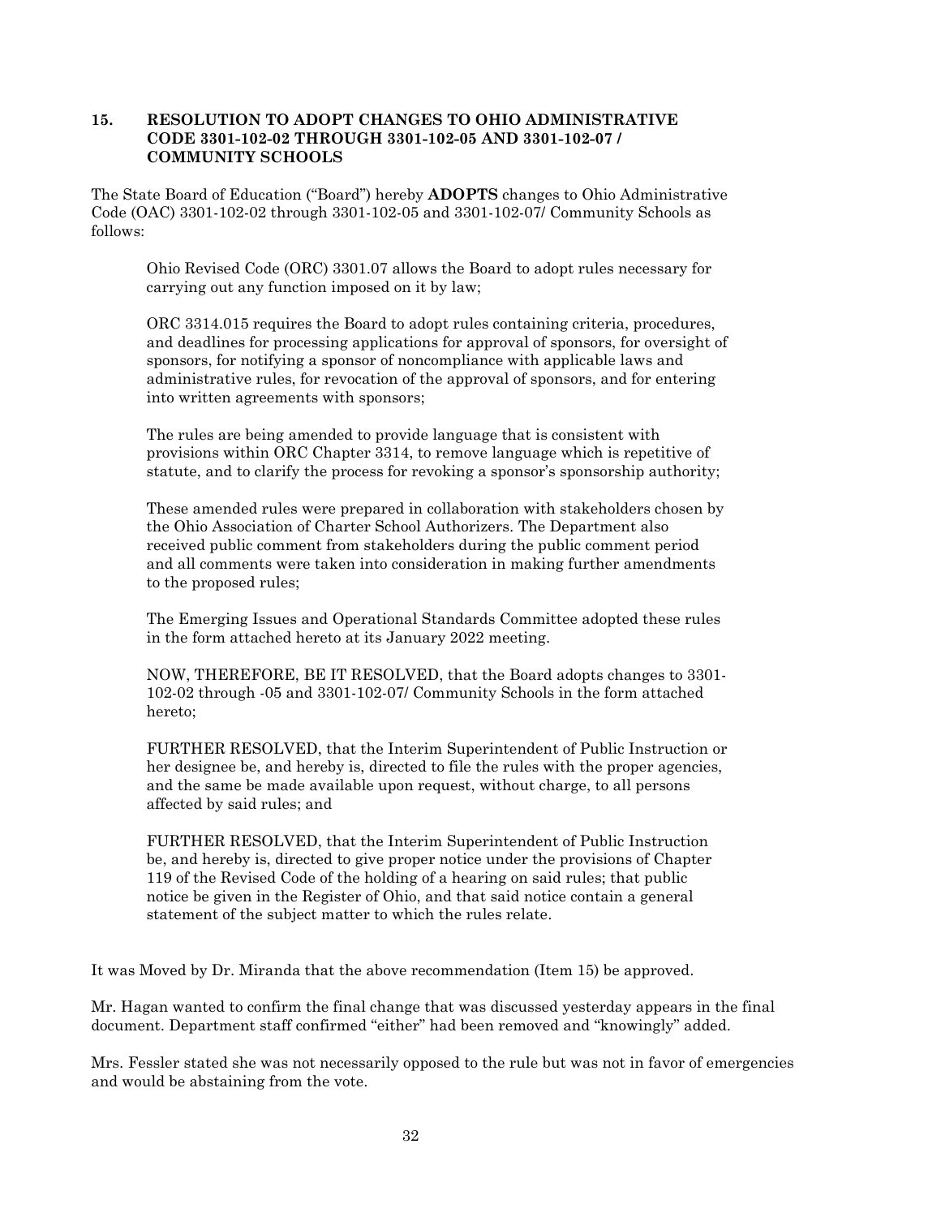### 15. RESOLUTION TO ADOPT CHANGES TO OHIO ADMINISTRATIVE CODE 3301-102-02 THROUGH 3301-102-05 AND 3301-102-07 / COMMUNITY SCHOOLS

The State Board of Education ("Board") hereby **ADOPTS** changes to Ohio Administrative Code (OAC) 3301-102-02 through 3301-102-05 and 3301-102-07/ Community Schools as follows:

> Ohio Revised Code (ORC) 3301.07 allows the Board to adopt rules necessary for carrying out any function imposed on it by law;
>
> ORC 3314.015 requires the Board to adopt rules containing criteria, procedures, and deadlines for processing applications for approval of sponsors, for oversight of sponsors, for notifying a sponsor of noncompliance with applicable laws and administrative rules, for revocation of the approval of sponsors, and for entering into written agreements with sponsors;
>
> The rules are being amended to provide language that is consistent with provisions within ORC Chapter 3314, to remove language which is repetitive of statute, and to clarify the process for revoking a sponsor's sponsorship authority;
>
> These amended rules were prepared in collaboration with stakeholders chosen by the Ohio Association of Charter School Authorizers. The Department also received public comment from stakeholders during the public comment period and all comments were taken into consideration in making further amendments to the proposed rules;
>
> The Emerging Issues and Operational Standards Committee adopted these rules in the form attached hereto at its January 2022 meeting.
>
> NOW, THEREFORE, BE IT RESOLVED, that the Board adopts changes to 3301-102-02 through -05 and 3301-102-07/ Community Schools in the form attached hereto;
>
> FURTHER RESOLVED, that the Interim Superintendent of Public Instruction or her designee be, and hereby is, directed to file the rules with the proper agencies, and the same be made available upon request, without charge, to all persons affected by said rules; and
>
> FURTHER RESOLVED, that the Interim Superintendent of Public Instruction be, and hereby is, directed to give proper notice under the provisions of Chapter 119 of the Revised Code of the holding of a hearing on said rules; that public notice be given in the Register of Ohio, and that said notice contain a general statement of the subject matter to which the rules relate.

It was Moved by Dr. Miranda that the above recommendation (Item 15) be approved.

Mr. Hagan wanted to confirm the final change that was discussed yesterday appears in the final document. Department staff confirmed "either" had been removed and "knowingly" added.

Mrs. Fessler stated she was not necessarily opposed to the rule but was not in favor of emergencies and would be abstaining from the vote.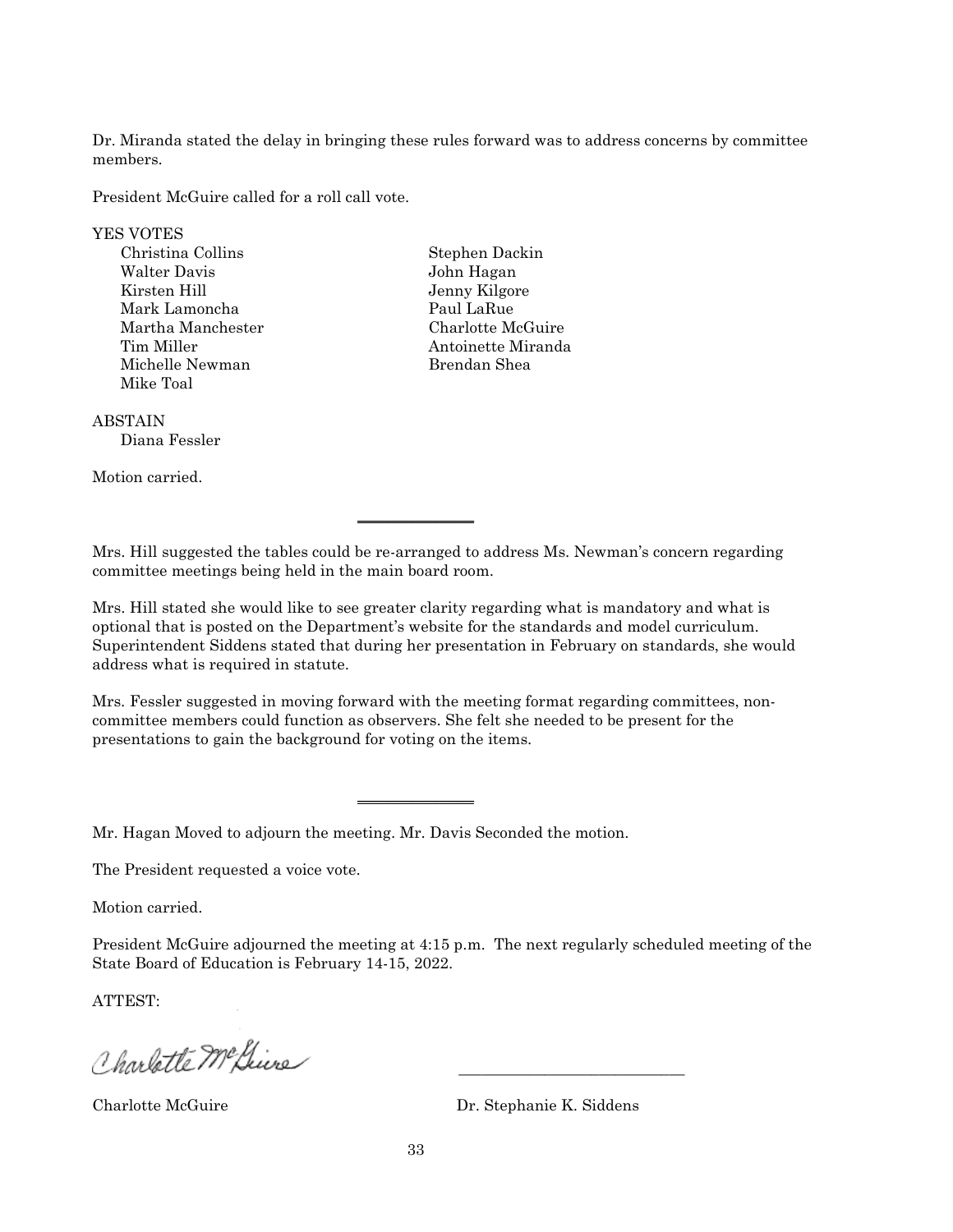Dr. Miranda stated the delay in bringing these rules forward was to address concerns by committee members.

President McGuire called for a roll call vote.

YES VOTES

- Christina Collins
- Walter Davis
- Kirsten Hill
- Mark Lamoncha
- Martha Manchester
- Tim Miller
- Michelle Newman
- Mike Toal
- Stephen Dackin
- John Hagan
- Jenny Kilgore
- Paul LaRue
- Charlotte McGuire
- Antoinette Miranda
- Brendan Shea

ABSTAIN

- Diana Fessler

Motion carried.

---

Mrs. Hill suggested the tables could be re-arranged to address Ms. Newman's concern regarding committee meetings being held in the main board room.

Mrs. Hill stated she would like to see greater clarity regarding what is mandatory and what is optional that is posted on the Department's website for the standards and model curriculum. Superintendent Siddens stated that during her presentation in February on standards, she would address what is required in statute.

Mrs. Fessler suggested in moving forward with the meeting format regarding committees, non-committee members could function as observers. She felt she needed to be present for the presentations to gain the background for voting on the items.

---

Mr. Hagan Moved to adjourn the meeting. Mr. Davis Seconded the motion.

The President requested a voice vote.

Motion carried.

President McGuire adjourned the meeting at 4:15 p.m. The next regularly scheduled meeting of the State Board of Education is February 14-15, 2022.

ATTEST:

Charlotte McGuire

Charlotte McGuire

\_\_\_\_\_\_\_\_\_\_\_\_\_\_\_\_\_\_\_\_\_\_\_\_\_\_\_\_\_\_

Dr. Stephanie K. Siddens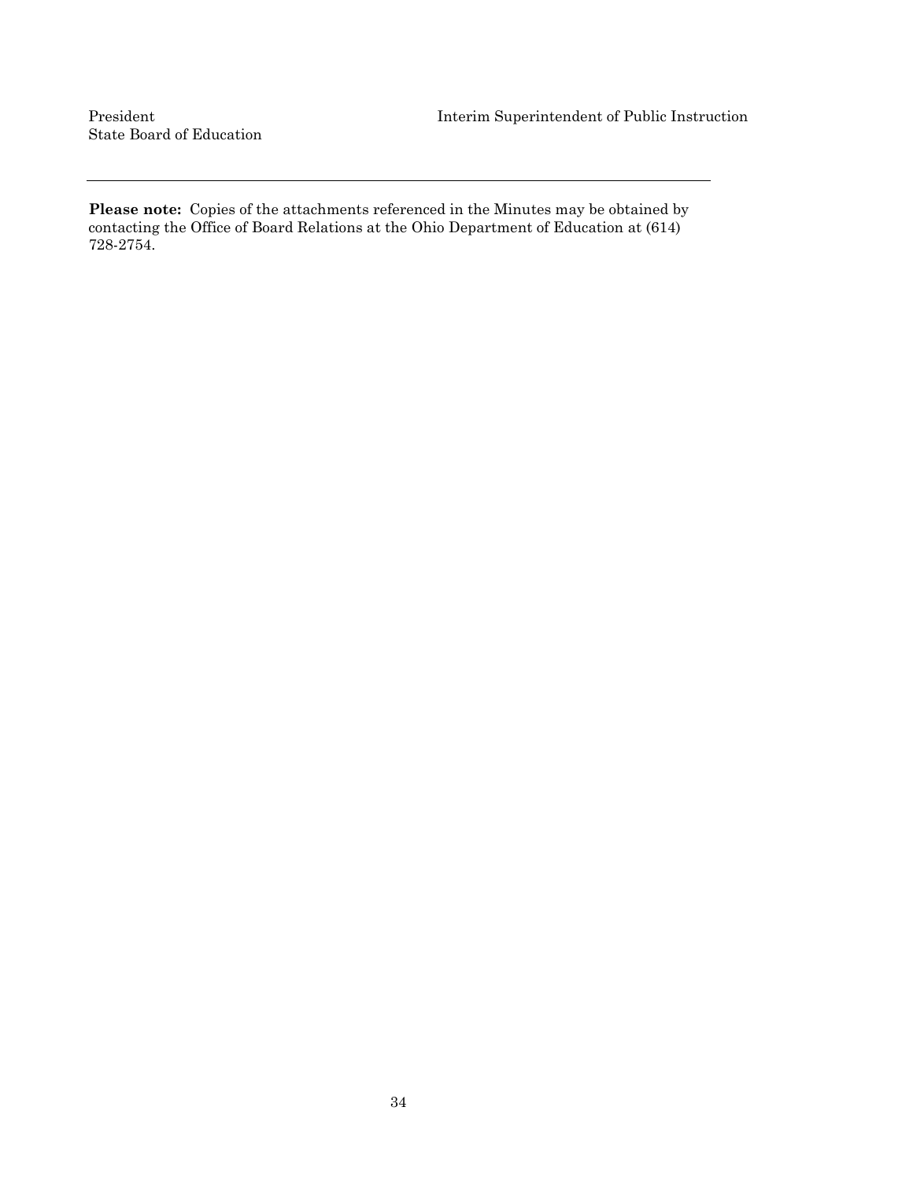President
State Board of Education

Interim Superintendent of Public Instruction

---

**Please note:** Copies of the attachments referenced in the Minutes may be obtained by contacting the Office of Board Relations at the Ohio Department of Education at (614) 728-2754.